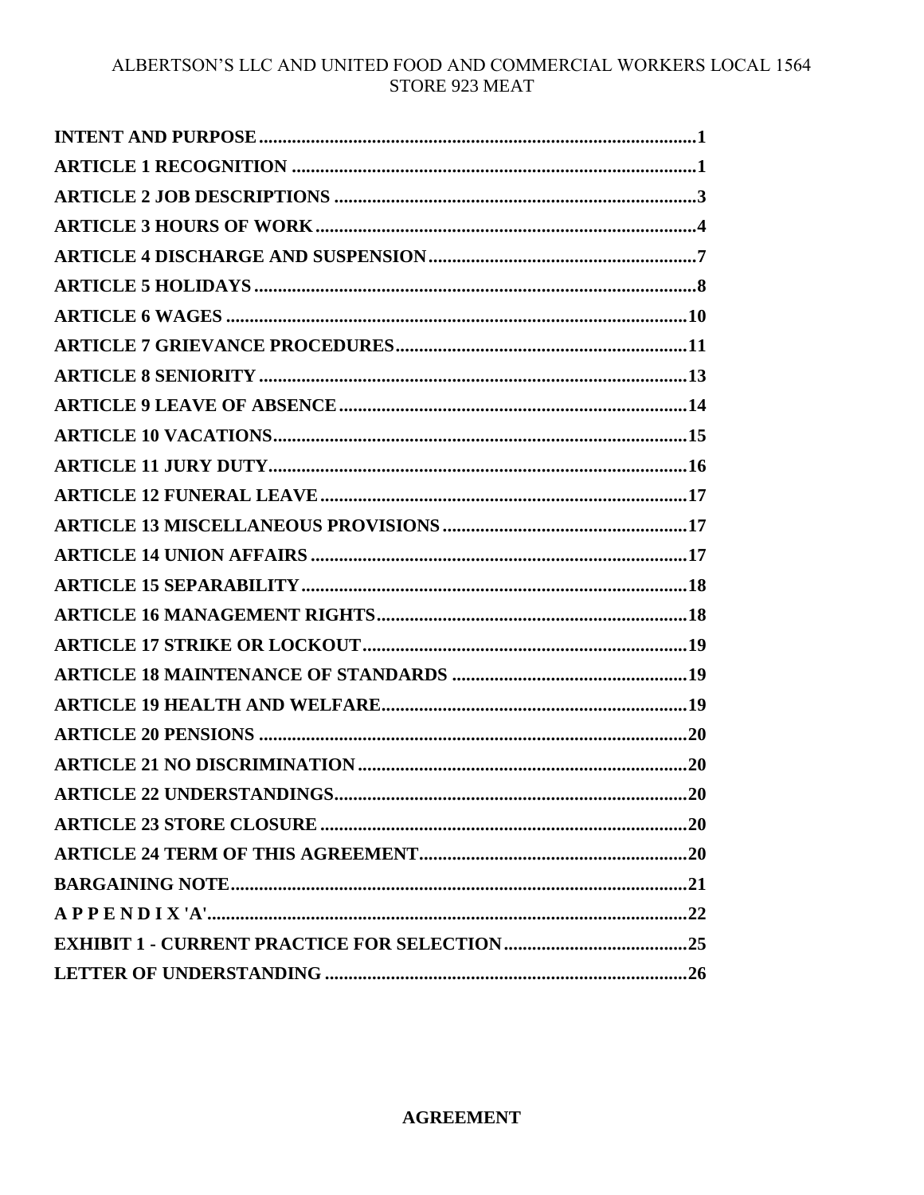ALBERTSON'S LLC AND UNITED FOOD AND COMMERCIAL WORKERS LOCAL 1564
STORE 923 MEAT

**INTENT AND PURPOSE** .......... 1
**ARTICLE 1 RECOGNITION** .......... 1
**ARTICLE 2 JOB DESCRIPTIONS** .......... 3
**ARTICLE 3 HOURS OF WORK** .......... 4
**ARTICLE 4 DISCHARGE AND SUSPENSION** .......... 7
**ARTICLE 5 HOLIDAYS** .......... 8
**ARTICLE 6 WAGES** .......... 10
**ARTICLE 7 GRIEVANCE PROCEDURES** .......... 11
**ARTICLE 8 SENIORITY** .......... 13
**ARTICLE 9 LEAVE OF ABSENCE** .......... 14
**ARTICLE 10 VACATIONS** .......... 15
**ARTICLE 11 JURY DUTY** .......... 16
**ARTICLE 12 FUNERAL LEAVE** .......... 17
**ARTICLE 13 MISCELLANEOUS PROVISIONS** .......... 17
**ARTICLE 14 UNION AFFAIRS** .......... 17
**ARTICLE 15 SEPARABILITY** .......... 18
**ARTICLE 16 MANAGEMENT RIGHTS** .......... 18
**ARTICLE 17 STRIKE OR LOCKOUT** .......... 19
**ARTICLE 18 MAINTENANCE OF STANDARDS** .......... 19
**ARTICLE 19 HEALTH AND WELFARE** .......... 19
**ARTICLE 20 PENSIONS** .......... 20
**ARTICLE 21 NO DISCRIMINATION** .......... 20
**ARTICLE 22 UNDERSTANDINGS** .......... 20
**ARTICLE 23 STORE CLOSURE** .......... 20
**ARTICLE 24 TERM OF THIS AGREEMENT** .......... 20
**BARGAINING NOTE** .......... 21
**A P P E N D I X 'A'** .......... 22
**EXHIBIT 1 - CURRENT PRACTICE FOR SELECTION** .......... 25
**LETTER OF UNDERSTANDING** .......... 26

## AGREEMENT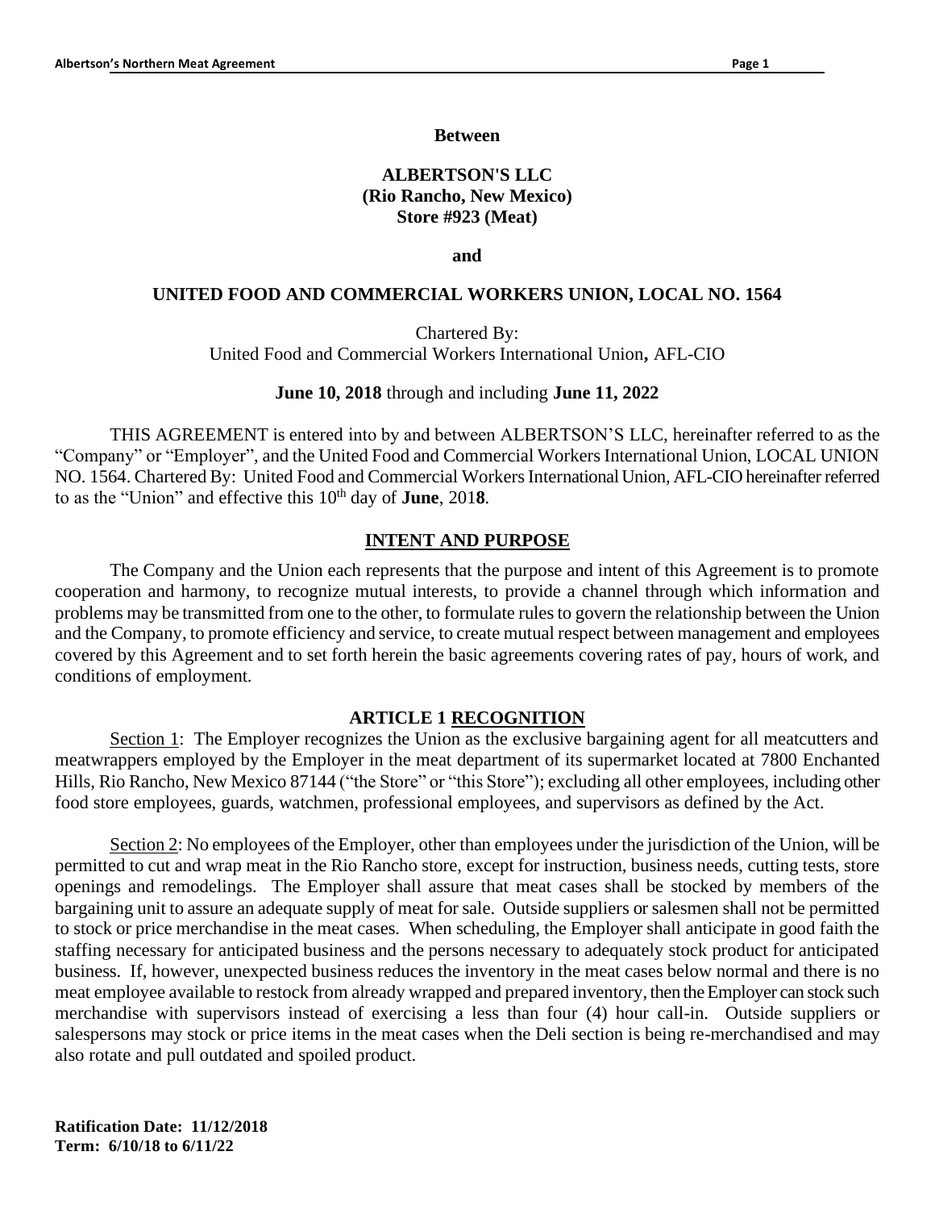**Between**

**ALBERTSON'S LLC**
**(Rio Rancho, New Mexico)**
**Store #923 (Meat)**

**and**

**UNITED FOOD AND COMMERCIAL WORKERS UNION, LOCAL NO. 1564**

Chartered By:
United Food and Commercial Workers International Union**,** AFL-CIO

**June 10, 2018** through and including **June 11, 2022**

THIS AGREEMENT is entered into by and between ALBERTSON'S LLC, hereinafter referred to as the "Company" or "Employer", and the United Food and Commercial Workers International Union, LOCAL UNION NO. 1564. Chartered By: United Food and Commercial Workers International Union, AFL-CIO hereinafter referred to as the "Union" and effective this 10th day of **June**, 201**8**.

## INTENT AND PURPOSE

The Company and the Union each represents that the purpose and intent of this Agreement is to promote cooperation and harmony, to recognize mutual interests, to provide a channel through which information and problems may be transmitted from one to the other, to formulate rules to govern the relationship between the Union and the Company, to promote efficiency and service, to create mutual respect between management and employees covered by this Agreement and to set forth herein the basic agreements covering rates of pay, hours of work, and conditions of employment.

## ARTICLE 1 RECOGNITION

Section 1: The Employer recognizes the Union as the exclusive bargaining agent for all meatcutters and meatwrappers employed by the Employer in the meat department of its supermarket located at 7800 Enchanted Hills, Rio Rancho, New Mexico 87144 ("the Store" or "this Store"); excluding all other employees, including other food store employees, guards, watchmen, professional employees, and supervisors as defined by the Act.

Section 2: No employees of the Employer, other than employees under the jurisdiction of the Union, will be permitted to cut and wrap meat in the Rio Rancho store, except for instruction, business needs, cutting tests, store openings and remodelings. The Employer shall assure that meat cases shall be stocked by members of the bargaining unit to assure an adequate supply of meat for sale. Outside suppliers or salesmen shall not be permitted to stock or price merchandise in the meat cases. When scheduling, the Employer shall anticipate in good faith the staffing necessary for anticipated business and the persons necessary to adequately stock product for anticipated business. If, however, unexpected business reduces the inventory in the meat cases below normal and there is no meat employee available to restock from already wrapped and prepared inventory, then the Employer can stock such merchandise with supervisors instead of exercising a less than four (4) hour call-in. Outside suppliers or salespersons may stock or price items in the meat cases when the Deli section is being re-merchandised and may also rotate and pull outdated and spoiled product.

**Ratification Date: 11/12/2018**
**Term: 6/10/18 to 6/11/22**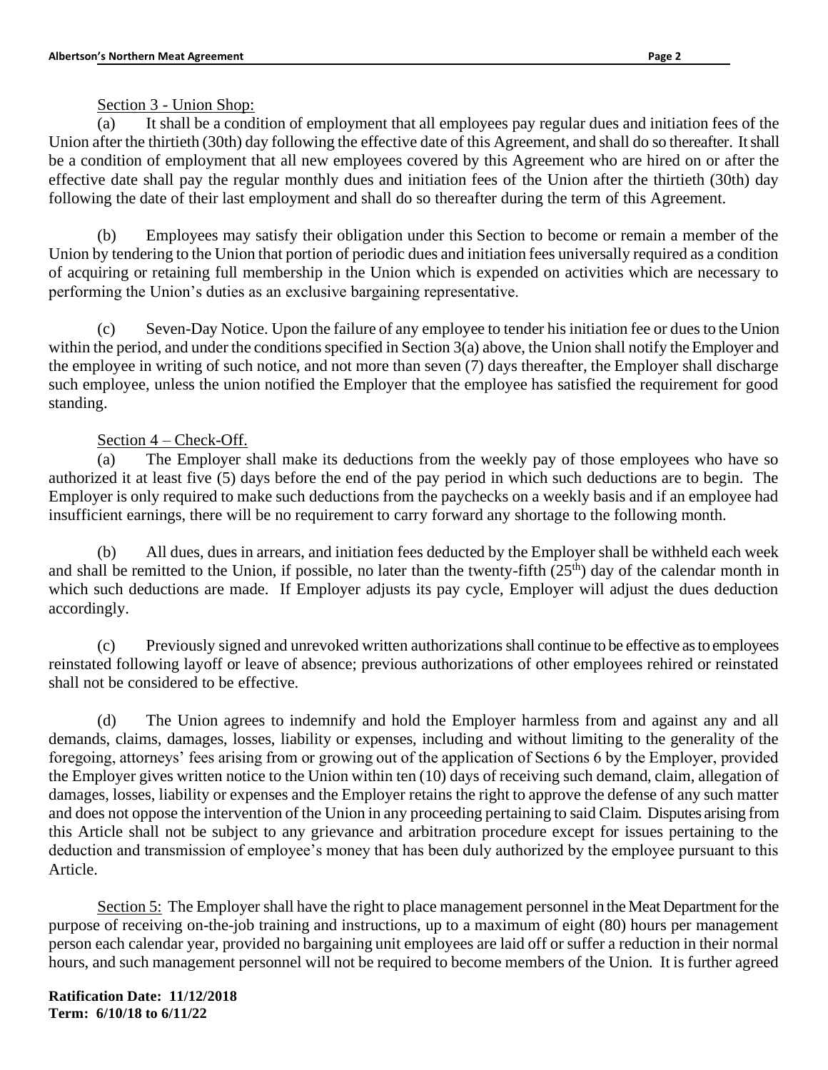Section 3 - Union Shop:

(a) It shall be a condition of employment that all employees pay regular dues and initiation fees of the Union after the thirtieth (30th) day following the effective date of this Agreement, and shall do so thereafter. It shall be a condition of employment that all new employees covered by this Agreement who are hired on or after the effective date shall pay the regular monthly dues and initiation fees of the Union after the thirtieth (30th) day following the date of their last employment and shall do so thereafter during the term of this Agreement.

(b) Employees may satisfy their obligation under this Section to become or remain a member of the Union by tendering to the Union that portion of periodic dues and initiation fees universally required as a condition of acquiring or retaining full membership in the Union which is expended on activities which are necessary to performing the Union's duties as an exclusive bargaining representative.

(c) Seven-Day Notice. Upon the failure of any employee to tender his initiation fee or dues to the Union within the period, and under the conditions specified in Section 3(a) above, the Union shall notify the Employer and the employee in writing of such notice, and not more than seven (7) days thereafter, the Employer shall discharge such employee, unless the union notified the Employer that the employee has satisfied the requirement for good standing.

Section 4 – Check-Off.

(a) The Employer shall make its deductions from the weekly pay of those employees who have so authorized it at least five (5) days before the end of the pay period in which such deductions are to begin. The Employer is only required to make such deductions from the paychecks on a weekly basis and if an employee had insufficient earnings, there will be no requirement to carry forward any shortage to the following month.

(b) All dues, dues in arrears, and initiation fees deducted by the Employer shall be withheld each week and shall be remitted to the Union, if possible, no later than the twenty-fifth (25th) day of the calendar month in which such deductions are made. If Employer adjusts its pay cycle, Employer will adjust the dues deduction accordingly.

(c) Previously signed and unrevoked written authorizations shall continue to be effective as to employees reinstated following layoff or leave of absence; previous authorizations of other employees rehired or reinstated shall not be considered to be effective.

(d) The Union agrees to indemnify and hold the Employer harmless from and against any and all demands, claims, damages, losses, liability or expenses, including and without limiting to the generality of the foregoing, attorneys' fees arising from or growing out of the application of Sections 6 by the Employer, provided the Employer gives written notice to the Union within ten (10) days of receiving such demand, claim, allegation of damages, losses, liability or expenses and the Employer retains the right to approve the defense of any such matter and does not oppose the intervention of the Union in any proceeding pertaining to said Claim. Disputes arising from this Article shall not be subject to any grievance and arbitration procedure except for issues pertaining to the deduction and transmission of employee's money that has been duly authorized by the employee pursuant to this Article.

Section 5: The Employer shall have the right to place management personnel in the Meat Department for the purpose of receiving on-the-job training and instructions, up to a maximum of eight (80) hours per management person each calendar year, provided no bargaining unit employees are laid off or suffer a reduction in their normal hours, and such management personnel will not be required to become members of the Union. It is further agreed

**Ratification Date: 11/12/2018**
**Term: 6/10/18 to 6/11/22**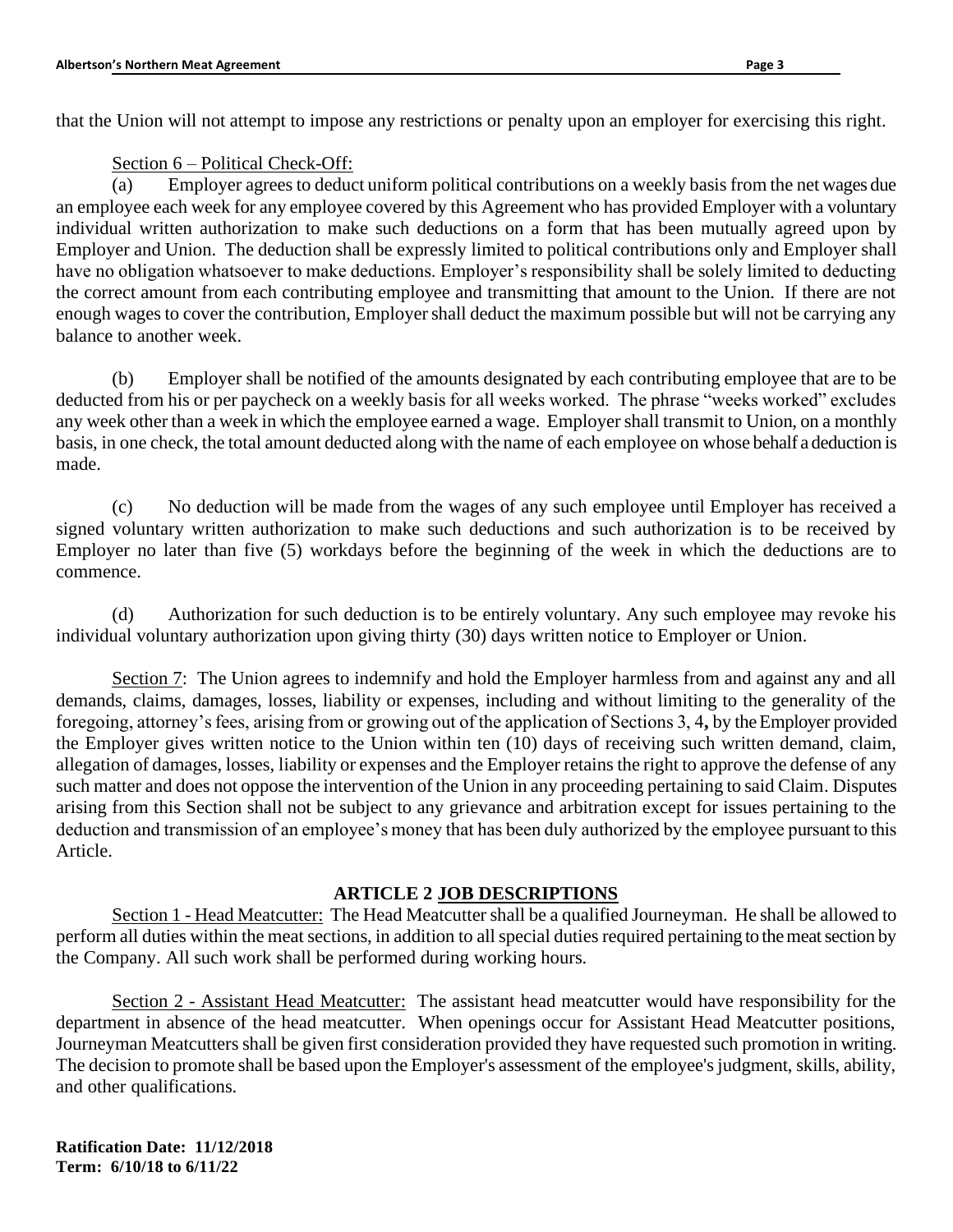that the Union will not attempt to impose any restrictions or penalty upon an employer for exercising this right.

Section 6 – Political Check-Off:

(a) Employer agrees to deduct uniform political contributions on a weekly basis from the net wages due an employee each week for any employee covered by this Agreement who has provided Employer with a voluntary individual written authorization to make such deductions on a form that has been mutually agreed upon by Employer and Union. The deduction shall be expressly limited to political contributions only and Employer shall have no obligation whatsoever to make deductions. Employer's responsibility shall be solely limited to deducting the correct amount from each contributing employee and transmitting that amount to the Union. If there are not enough wages to cover the contribution, Employer shall deduct the maximum possible but will not be carrying any balance to another week.

(b) Employer shall be notified of the amounts designated by each contributing employee that are to be deducted from his or per paycheck on a weekly basis for all weeks worked. The phrase "weeks worked" excludes any week other than a week in which the employee earned a wage. Employer shall transmit to Union, on a monthly basis, in one check, the total amount deducted along with the name of each employee on whose behalf a deduction is made.

(c) No deduction will be made from the wages of any such employee until Employer has received a signed voluntary written authorization to make such deductions and such authorization is to be received by Employer no later than five (5) workdays before the beginning of the week in which the deductions are to commence.

(d) Authorization for such deduction is to be entirely voluntary. Any such employee may revoke his individual voluntary authorization upon giving thirty (30) days written notice to Employer or Union.

Section 7: The Union agrees to indemnify and hold the Employer harmless from and against any and all demands, claims, damages, losses, liability or expenses, including and without limiting to the generality of the foregoing, attorney's fees, arising from or growing out of the application of Sections 3, 4**,** by the Employer provided the Employer gives written notice to the Union within ten (10) days of receiving such written demand, claim, allegation of damages, losses, liability or expenses and the Employer retains the right to approve the defense of any such matter and does not oppose the intervention of the Union in any proceeding pertaining to said Claim. Disputes arising from this Section shall not be subject to any grievance and arbitration except for issues pertaining to the deduction and transmission of an employee's money that has been duly authorized by the employee pursuant to this Article.

## ARTICLE 2 JOB DESCRIPTIONS

Section 1 - Head Meatcutter: The Head Meatcutter shall be a qualified Journeyman. He shall be allowed to perform all duties within the meat sections, in addition to all special duties required pertaining to the meat section by the Company. All such work shall be performed during working hours.

Section 2 - Assistant Head Meatcutter: The assistant head meatcutter would have responsibility for the department in absence of the head meatcutter. When openings occur for Assistant Head Meatcutter positions, Journeyman Meatcutters shall be given first consideration provided they have requested such promotion in writing. The decision to promote shall be based upon the Employer's assessment of the employee's judgment, skills, ability, and other qualifications.

**Ratification Date: 11/12/2018**
**Term: 6/10/18 to 6/11/22**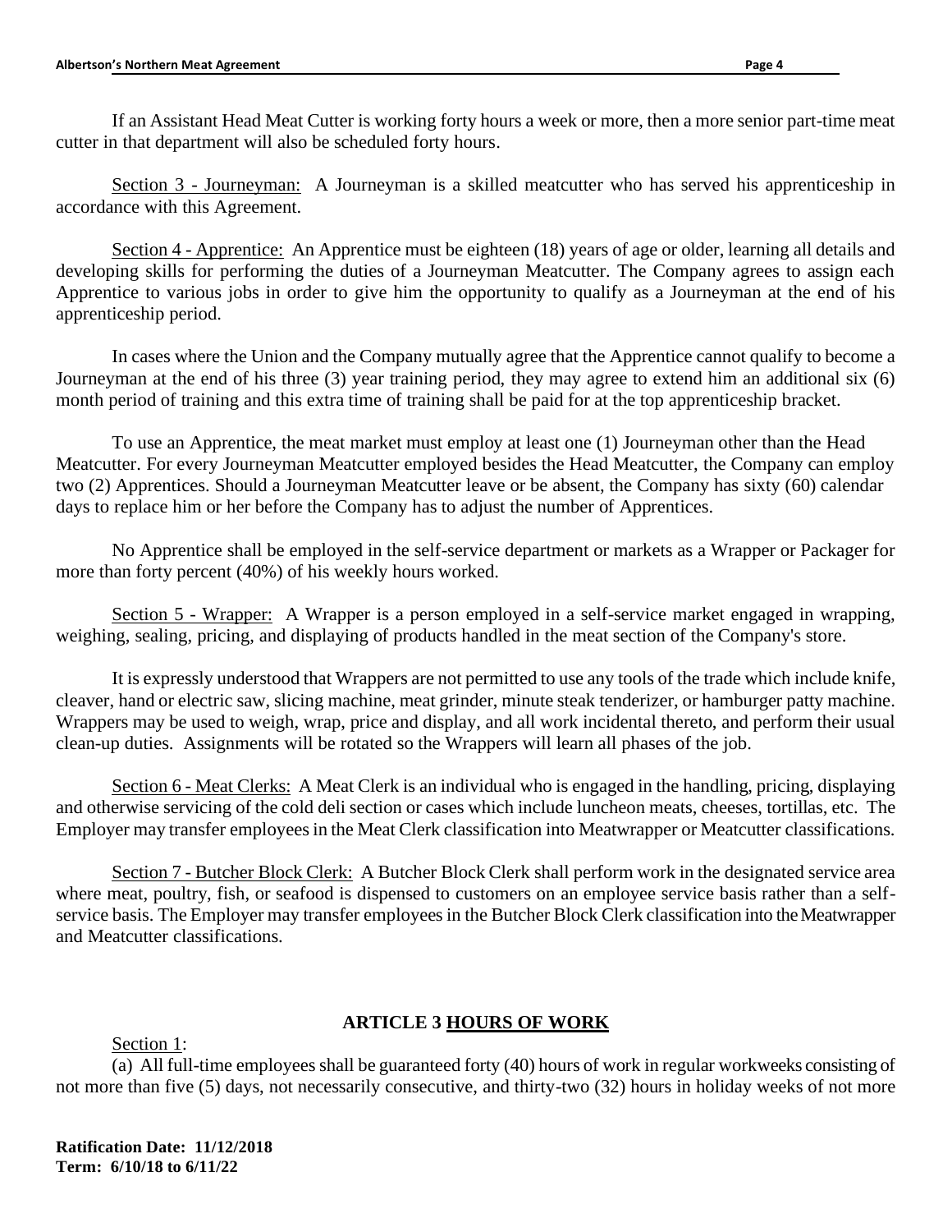If an Assistant Head Meat Cutter is working forty hours a week or more, then a more senior part-time meat cutter in that department will also be scheduled forty hours.

Section 3 - Journeyman: A Journeyman is a skilled meatcutter who has served his apprenticeship in accordance with this Agreement.

Section 4 - Apprentice: An Apprentice must be eighteen (18) years of age or older, learning all details and developing skills for performing the duties of a Journeyman Meatcutter. The Company agrees to assign each Apprentice to various jobs in order to give him the opportunity to qualify as a Journeyman at the end of his apprenticeship period.

In cases where the Union and the Company mutually agree that the Apprentice cannot qualify to become a Journeyman at the end of his three (3) year training period, they may agree to extend him an additional six (6) month period of training and this extra time of training shall be paid for at the top apprenticeship bracket.

To use an Apprentice, the meat market must employ at least one (1) Journeyman other than the Head Meatcutter. For every Journeyman Meatcutter employed besides the Head Meatcutter, the Company can employ two (2) Apprentices. Should a Journeyman Meatcutter leave or be absent, the Company has sixty (60) calendar days to replace him or her before the Company has to adjust the number of Apprentices.

No Apprentice shall be employed in the self-service department or markets as a Wrapper or Packager for more than forty percent (40%) of his weekly hours worked.

Section 5 - Wrapper: A Wrapper is a person employed in a self-service market engaged in wrapping, weighing, sealing, pricing, and displaying of products handled in the meat section of the Company's store.

It is expressly understood that Wrappers are not permitted to use any tools of the trade which include knife, cleaver, hand or electric saw, slicing machine, meat grinder, minute steak tenderizer, or hamburger patty machine. Wrappers may be used to weigh, wrap, price and display, and all work incidental thereto, and perform their usual clean-up duties. Assignments will be rotated so the Wrappers will learn all phases of the job.

Section 6 - Meat Clerks: A Meat Clerk is an individual who is engaged in the handling, pricing, displaying and otherwise servicing of the cold deli section or cases which include luncheon meats, cheeses, tortillas, etc. The Employer may transfer employees in the Meat Clerk classification into Meatwrapper or Meatcutter classifications.

Section 7 - Butcher Block Clerk: A Butcher Block Clerk shall perform work in the designated service area where meat, poultry, fish, or seafood is dispensed to customers on an employee service basis rather than a self-service basis. The Employer may transfer employees in the Butcher Block Clerk classification into the Meatwrapper and Meatcutter classifications.

## ARTICLE 3 HOURS OF WORK

Section 1:

(a) All full-time employees shall be guaranteed forty (40) hours of work in regular workweeks consisting of not more than five (5) days, not necessarily consecutive, and thirty-two (32) hours in holiday weeks of not more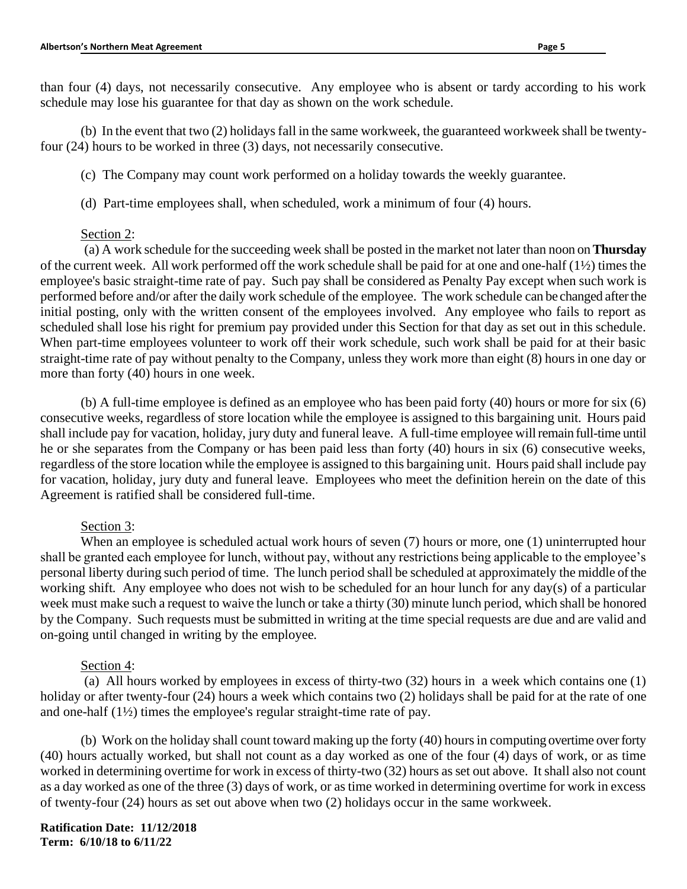than four (4) days, not necessarily consecutive. Any employee who is absent or tardy according to his work schedule may lose his guarantee for that day as shown on the work schedule.

(b) In the event that two (2) holidays fall in the same workweek, the guaranteed workweek shall be twenty-four (24) hours to be worked in three (3) days, not necessarily consecutive.

(c) The Company may count work performed on a holiday towards the weekly guarantee.

(d) Part-time employees shall, when scheduled, work a minimum of four (4) hours.

Section 2:

(a) A work schedule for the succeeding week shall be posted in the market not later than noon on **Thursday** of the current week. All work performed off the work schedule shall be paid for at one and one-half (1½) times the employee's basic straight-time rate of pay. Such pay shall be considered as Penalty Pay except when such work is performed before and/or after the daily work schedule of the employee. The work schedule can be changed after the initial posting, only with the written consent of the employees involved. Any employee who fails to report as scheduled shall lose his right for premium pay provided under this Section for that day as set out in this schedule. When part-time employees volunteer to work off their work schedule, such work shall be paid for at their basic straight-time rate of pay without penalty to the Company, unless they work more than eight (8) hours in one day or more than forty (40) hours in one week.

(b) A full-time employee is defined as an employee who has been paid forty (40) hours or more for six (6) consecutive weeks, regardless of store location while the employee is assigned to this bargaining unit. Hours paid shall include pay for vacation, holiday, jury duty and funeral leave. A full-time employee will remain full-time until he or she separates from the Company or has been paid less than forty (40) hours in six (6) consecutive weeks, regardless of the store location while the employee is assigned to this bargaining unit. Hours paid shall include pay for vacation, holiday, jury duty and funeral leave. Employees who meet the definition herein on the date of this Agreement is ratified shall be considered full-time.

Section 3:

When an employee is scheduled actual work hours of seven (7) hours or more, one (1) uninterrupted hour shall be granted each employee for lunch, without pay, without any restrictions being applicable to the employee's personal liberty during such period of time. The lunch period shall be scheduled at approximately the middle of the working shift. Any employee who does not wish to be scheduled for an hour lunch for any day(s) of a particular week must make such a request to waive the lunch or take a thirty (30) minute lunch period, which shall be honored by the Company. Such requests must be submitted in writing at the time special requests are due and are valid and on-going until changed in writing by the employee.

Section 4:

(a) All hours worked by employees in excess of thirty-two (32) hours in a week which contains one (1) holiday or after twenty-four (24) hours a week which contains two (2) holidays shall be paid for at the rate of one and one-half (1½) times the employee's regular straight-time rate of pay.

(b) Work on the holiday shall count toward making up the forty (40) hours in computing overtime over forty (40) hours actually worked, but shall not count as a day worked as one of the four (4) days of work, or as time worked in determining overtime for work in excess of thirty-two (32) hours as set out above. It shall also not count as a day worked as one of the three (3) days of work, or as time worked in determining overtime for work in excess of twenty-four (24) hours as set out above when two (2) holidays occur in the same workweek.

**Ratification Date: 11/12/2018**
**Term: 6/10/18 to 6/11/22**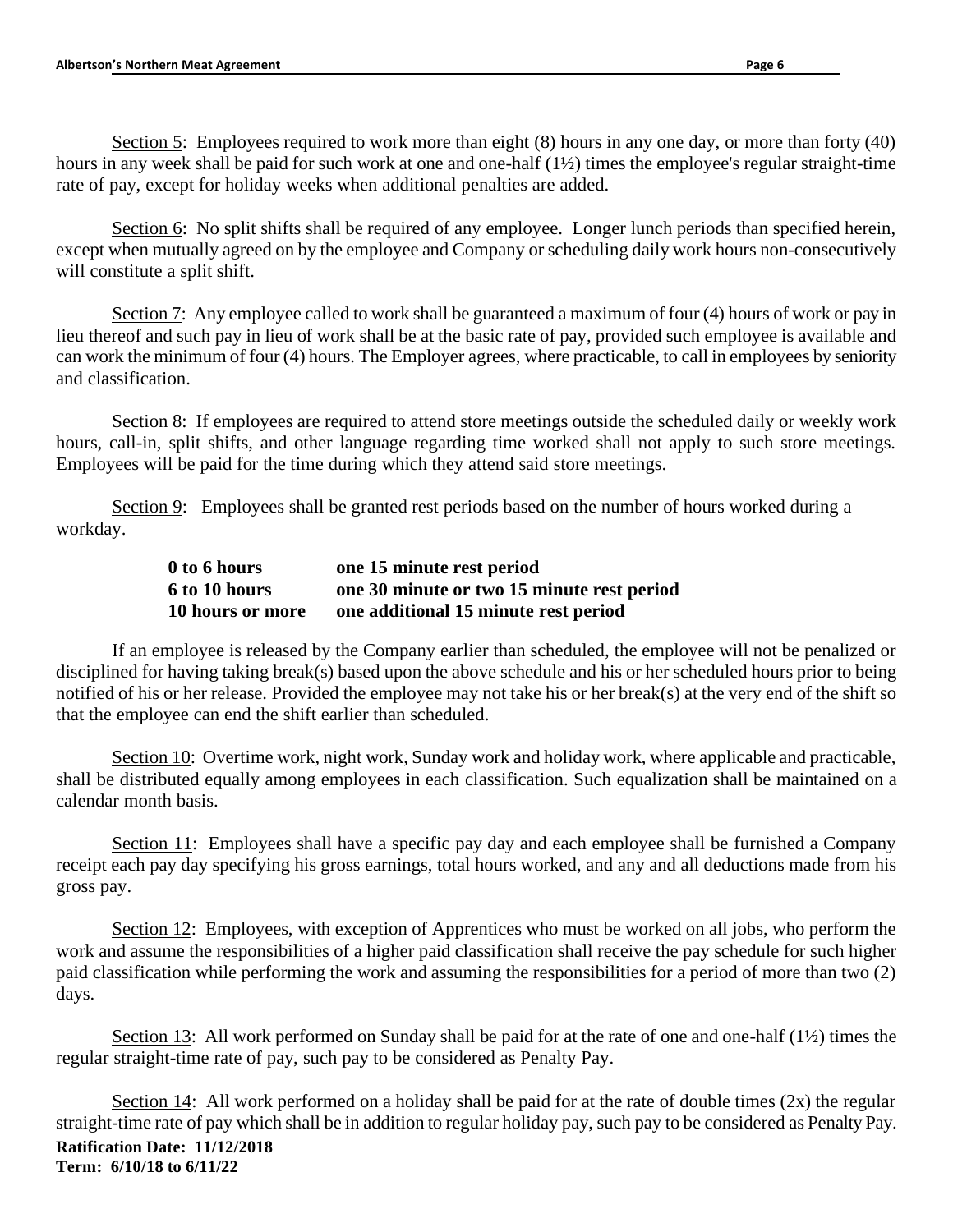Section 5: Employees required to work more than eight (8) hours in any one day, or more than forty (40) hours in any week shall be paid for such work at one and one-half (1½) times the employee's regular straight-time rate of pay, except for holiday weeks when additional penalties are added.

Section 6: No split shifts shall be required of any employee. Longer lunch periods than specified herein, except when mutually agreed on by the employee and Company or scheduling daily work hours non-consecutively will constitute a split shift.

Section 7: Any employee called to work shall be guaranteed a maximum of four (4) hours of work or pay in lieu thereof and such pay in lieu of work shall be at the basic rate of pay, provided such employee is available and can work the minimum of four (4) hours. The Employer agrees, where practicable, to call in employees by seniority and classification.

Section 8: If employees are required to attend store meetings outside the scheduled daily or weekly work hours, call-in, split shifts, and other language regarding time worked shall not apply to such store meetings. Employees will be paid for the time during which they attend said store meetings.

Section 9: Employees shall be granted rest periods based on the number of hours worked during a workday.

| | |
|---|---|
| **0 to 6 hours** | **one 15 minute rest period** |
| **6 to 10 hours** | **one 30 minute or two 15 minute rest period** |
| **10 hours or more** | **one additional 15 minute rest period** |

If an employee is released by the Company earlier than scheduled, the employee will not be penalized or disciplined for having taking break(s) based upon the above schedule and his or her scheduled hours prior to being notified of his or her release. Provided the employee may not take his or her break(s) at the very end of the shift so that the employee can end the shift earlier than scheduled.

Section 10: Overtime work, night work, Sunday work and holiday work, where applicable and practicable, shall be distributed equally among employees in each classification. Such equalization shall be maintained on a calendar month basis.

Section 11: Employees shall have a specific pay day and each employee shall be furnished a Company receipt each pay day specifying his gross earnings, total hours worked, and any and all deductions made from his gross pay.

Section 12: Employees, with exception of Apprentices who must be worked on all jobs, who perform the work and assume the responsibilities of a higher paid classification shall receive the pay schedule for such higher paid classification while performing the work and assuming the responsibilities for a period of more than two (2) days.

Section 13: All work performed on Sunday shall be paid for at the rate of one and one-half (1½) times the regular straight-time rate of pay, such pay to be considered as Penalty Pay.

Section 14: All work performed on a holiday shall be paid for at the rate of double times (2x) the regular straight-time rate of pay which shall be in addition to regular holiday pay, such pay to be considered as Penalty Pay.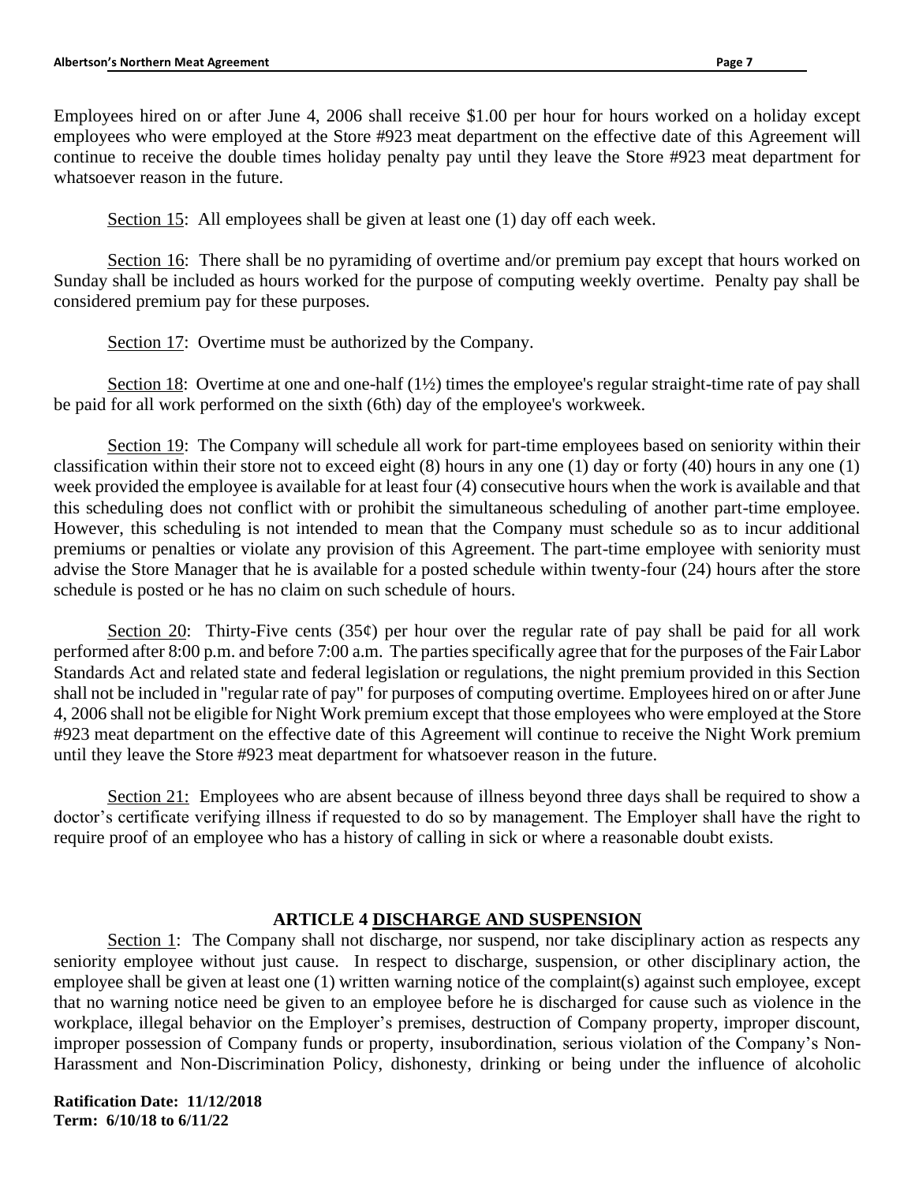Employees hired on or after June 4, 2006 shall receive \$1.00 per hour for hours worked on a holiday except employees who were employed at the Store #923 meat department on the effective date of this Agreement will continue to receive the double times holiday penalty pay until they leave the Store #923 meat department for whatsoever reason in the future.

Section 15: All employees shall be given at least one (1) day off each week.

Section 16: There shall be no pyramiding of overtime and/or premium pay except that hours worked on Sunday shall be included as hours worked for the purpose of computing weekly overtime. Penalty pay shall be considered premium pay for these purposes.

Section 17: Overtime must be authorized by the Company.

Section 18: Overtime at one and one-half (1½) times the employee's regular straight-time rate of pay shall be paid for all work performed on the sixth (6th) day of the employee's workweek.

Section 19: The Company will schedule all work for part-time employees based on seniority within their classification within their store not to exceed eight (8) hours in any one (1) day or forty (40) hours in any one (1) week provided the employee is available for at least four (4) consecutive hours when the work is available and that this scheduling does not conflict with or prohibit the simultaneous scheduling of another part-time employee. However, this scheduling is not intended to mean that the Company must schedule so as to incur additional premiums or penalties or violate any provision of this Agreement. The part-time employee with seniority must advise the Store Manager that he is available for a posted schedule within twenty-four (24) hours after the store schedule is posted or he has no claim on such schedule of hours.

Section 20: Thirty-Five cents (35¢) per hour over the regular rate of pay shall be paid for all work performed after 8:00 p.m. and before 7:00 a.m. The parties specifically agree that for the purposes of the Fair Labor Standards Act and related state and federal legislation or regulations, the night premium provided in this Section shall not be included in "regular rate of pay" for purposes of computing overtime. Employees hired on or after June 4, 2006 shall not be eligible for Night Work premium except that those employees who were employed at the Store #923 meat department on the effective date of this Agreement will continue to receive the Night Work premium until they leave the Store #923 meat department for whatsoever reason in the future.

Section 21: Employees who are absent because of illness beyond three days shall be required to show a doctor's certificate verifying illness if requested to do so by management. The Employer shall have the right to require proof of an employee who has a history of calling in sick or where a reasonable doubt exists.

## ARTICLE 4 DISCHARGE AND SUSPENSION

Section 1: The Company shall not discharge, nor suspend, nor take disciplinary action as respects any seniority employee without just cause. In respect to discharge, suspension, or other disciplinary action, the employee shall be given at least one (1) written warning notice of the complaint(s) against such employee, except that no warning notice need be given to an employee before he is discharged for cause such as violence in the workplace, illegal behavior on the Employer's premises, destruction of Company property, improper discount, improper possession of Company funds or property, insubordination, serious violation of the Company's Non-Harassment and Non-Discrimination Policy, dishonesty, drinking or being under the influence of alcoholic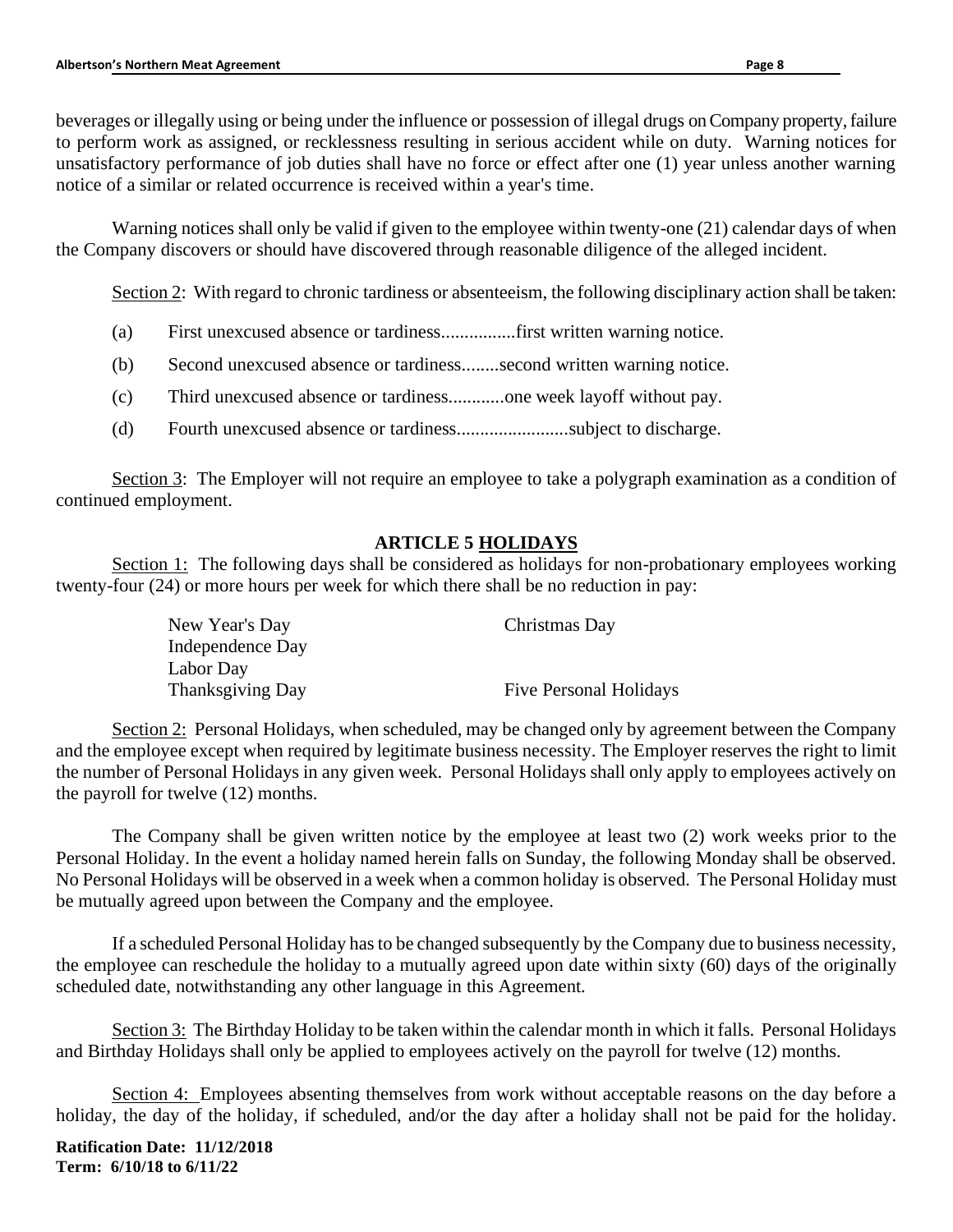beverages or illegally using or being under the influence or possession of illegal drugs on Company property, failure to perform work as assigned, or recklessness resulting in serious accident while on duty. Warning notices for unsatisfactory performance of job duties shall have no force or effect after one (1) year unless another warning notice of a similar or related occurrence is received within a year's time.

Warning notices shall only be valid if given to the employee within twenty-one (21) calendar days of when the Company discovers or should have discovered through reasonable diligence of the alleged incident.

Section 2: With regard to chronic tardiness or absenteeism, the following disciplinary action shall be taken:

(a) First unexcused absence or tardiness................first written warning notice.

(b) Second unexcused absence or tardiness........second written warning notice.

(c) Third unexcused absence or tardiness............one week layoff without pay.

(d) Fourth unexcused absence or tardiness........................subject to discharge.

Section 3: The Employer will not require an employee to take a polygraph examination as a condition of continued employment.

## ARTICLE 5 HOLIDAYS

Section 1: The following days shall be considered as holidays for non-probationary employees working twenty-four (24) or more hours per week for which there shall be no reduction in pay:

- New Year's Day
- Independence Day
- Labor Day
- Thanksgiving Day
- Christmas Day
- Five Personal Holidays

Section 2: Personal Holidays, when scheduled, may be changed only by agreement between the Company and the employee except when required by legitimate business necessity. The Employer reserves the right to limit the number of Personal Holidays in any given week. Personal Holidays shall only apply to employees actively on the payroll for twelve (12) months.

The Company shall be given written notice by the employee at least two (2) work weeks prior to the Personal Holiday. In the event a holiday named herein falls on Sunday, the following Monday shall be observed. No Personal Holidays will be observed in a week when a common holiday is observed. The Personal Holiday must be mutually agreed upon between the Company and the employee.

If a scheduled Personal Holiday has to be changed subsequently by the Company due to business necessity, the employee can reschedule the holiday to a mutually agreed upon date within sixty (60) days of the originally scheduled date, notwithstanding any other language in this Agreement.

Section 3: The Birthday Holiday to be taken within the calendar month in which it falls. Personal Holidays and Birthday Holidays shall only be applied to employees actively on the payroll for twelve (12) months.

Section 4: Employees absenting themselves from work without acceptable reasons on the day before a holiday, the day of the holiday, if scheduled, and/or the day after a holiday shall not be paid for the holiday.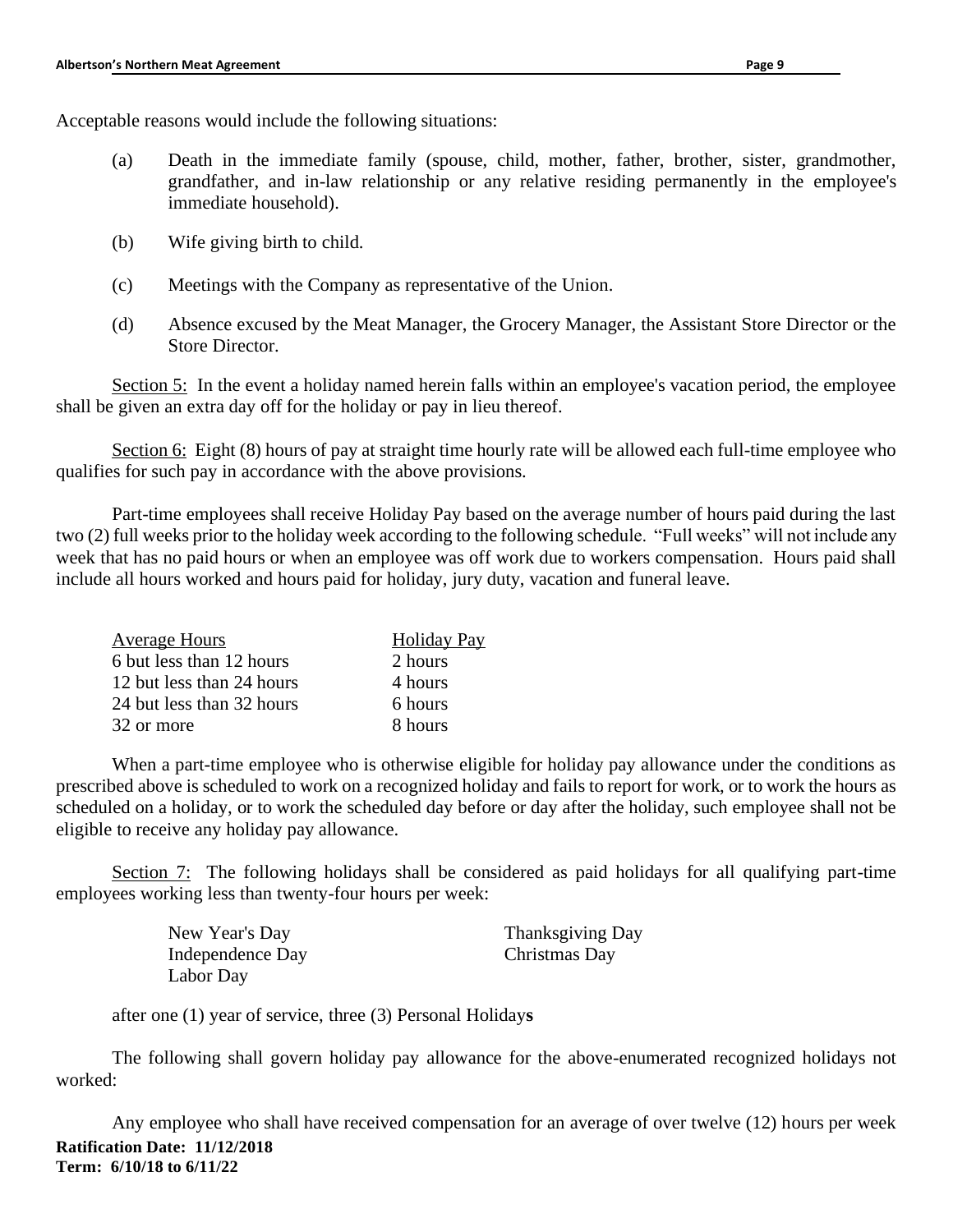Acceptable reasons would include the following situations:

(a) Death in the immediate family (spouse, child, mother, father, brother, sister, grandmother, grandfather, and in-law relationship or any relative residing permanently in the employee's immediate household).

(b) Wife giving birth to child.

(c) Meetings with the Company as representative of the Union.

(d) Absence excused by the Meat Manager, the Grocery Manager, the Assistant Store Director or the Store Director.

Section 5: In the event a holiday named herein falls within an employee's vacation period, the employee shall be given an extra day off for the holiday or pay in lieu thereof.

Section 6: Eight (8) hours of pay at straight time hourly rate will be allowed each full-time employee who qualifies for such pay in accordance with the above provisions.

Part-time employees shall receive Holiday Pay based on the average number of hours paid during the last two (2) full weeks prior to the holiday week according to the following schedule. "Full weeks" will not include any week that has no paid hours or when an employee was off work due to workers compensation. Hours paid shall include all hours worked and hours paid for holiday, jury duty, vacation and funeral leave.

| Average Hours | Holiday Pay |
|---|---|
| 6 but less than 12 hours | 2 hours |
| 12 but less than 24 hours | 4 hours |
| 24 but less than 32 hours | 6 hours |
| 32 or more | 8 hours |

When a part-time employee who is otherwise eligible for holiday pay allowance under the conditions as prescribed above is scheduled to work on a recognized holiday and fails to report for work, or to work the hours as scheduled on a holiday, or to work the scheduled day before or day after the holiday, such employee shall not be eligible to receive any holiday pay allowance.

Section 7: The following holidays shall be considered as paid holidays for all qualifying part-time employees working less than twenty-four hours per week:

New Year's Day
Independence Day
Labor Day
Thanksgiving Day
Christmas Day

after one (1) year of service, three (3) Personal Holiday**s**

The following shall govern holiday pay allowance for the above-enumerated recognized holidays not worked:

Any employee who shall have received compensation for an average of over twelve (12) hours per week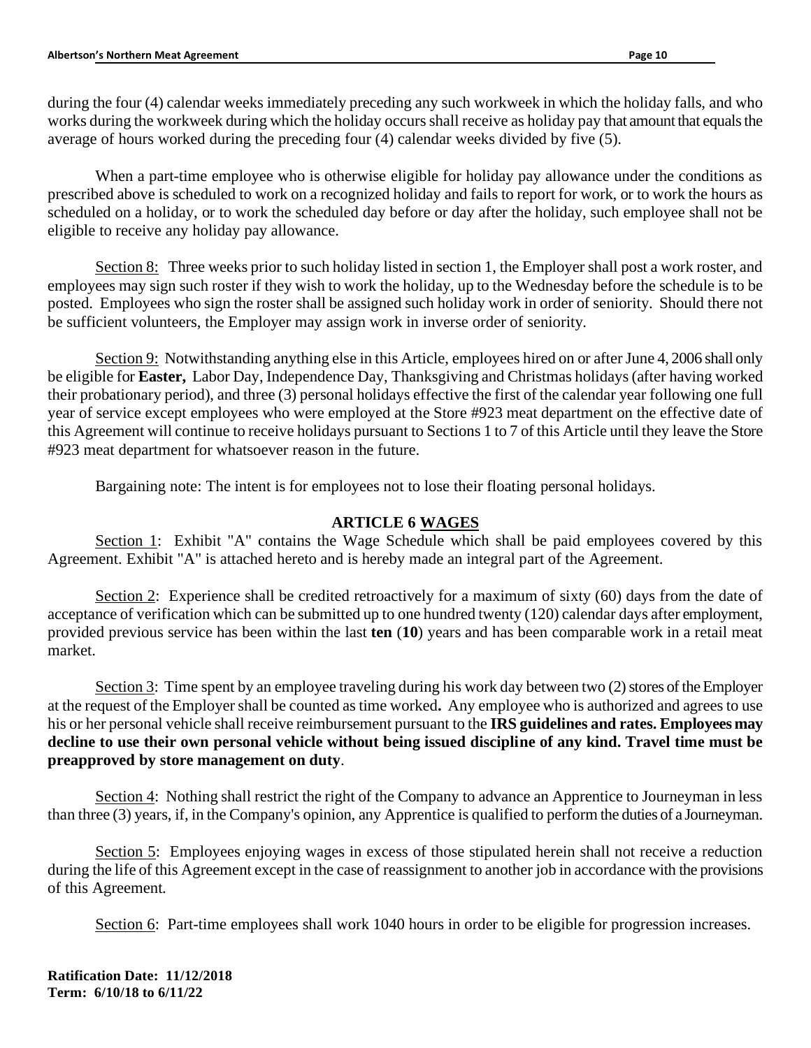during the four (4) calendar weeks immediately preceding any such workweek in which the holiday falls, and who works during the workweek during which the holiday occurs shall receive as holiday pay that amount that equals the average of hours worked during the preceding four (4) calendar weeks divided by five (5).

When a part-time employee who is otherwise eligible for holiday pay allowance under the conditions as prescribed above is scheduled to work on a recognized holiday and fails to report for work, or to work the hours as scheduled on a holiday, or to work the scheduled day before or day after the holiday, such employee shall not be eligible to receive any holiday pay allowance.

Section 8: Three weeks prior to such holiday listed in section 1, the Employer shall post a work roster, and employees may sign such roster if they wish to work the holiday, up to the Wednesday before the schedule is to be posted. Employees who sign the roster shall be assigned such holiday work in order of seniority. Should there not be sufficient volunteers, the Employer may assign work in inverse order of seniority.

Section 9: Notwithstanding anything else in this Article, employees hired on or after June 4, 2006 shall only be eligible for **Easter,** Labor Day, Independence Day, Thanksgiving and Christmas holidays (after having worked their probationary period), and three (3) personal holidays effective the first of the calendar year following one full year of service except employees who were employed at the Store #923 meat department on the effective date of this Agreement will continue to receive holidays pursuant to Sections 1 to 7 of this Article until they leave the Store #923 meat department for whatsoever reason in the future.

Bargaining note: The intent is for employees not to lose their floating personal holidays.

## ARTICLE 6 WAGES

Section 1: Exhibit "A" contains the Wage Schedule which shall be paid employees covered by this Agreement. Exhibit "A" is attached hereto and is hereby made an integral part of the Agreement.

Section 2: Experience shall be credited retroactively for a maximum of sixty (60) days from the date of acceptance of verification which can be submitted up to one hundred twenty (120) calendar days after employment, provided previous service has been within the last **ten** (**10**) years and has been comparable work in a retail meat market.

Section 3: Time spent by an employee traveling during his work day between two (2) stores of the Employer at the request of the Employer shall be counted as time worked**.** Any employee who is authorized and agrees to use his or her personal vehicle shall receive reimbursement pursuant to the **IRS guidelines and rates. Employees may decline to use their own personal vehicle without being issued discipline of any kind. Travel time must be preapproved by store management on duty**.

Section 4: Nothing shall restrict the right of the Company to advance an Apprentice to Journeyman in less than three (3) years, if, in the Company's opinion, any Apprentice is qualified to perform the duties of a Journeyman.

Section 5: Employees enjoying wages in excess of those stipulated herein shall not receive a reduction during the life of this Agreement except in the case of reassignment to another job in accordance with the provisions of this Agreement.

Section 6: Part-time employees shall work 1040 hours in order to be eligible for progression increases.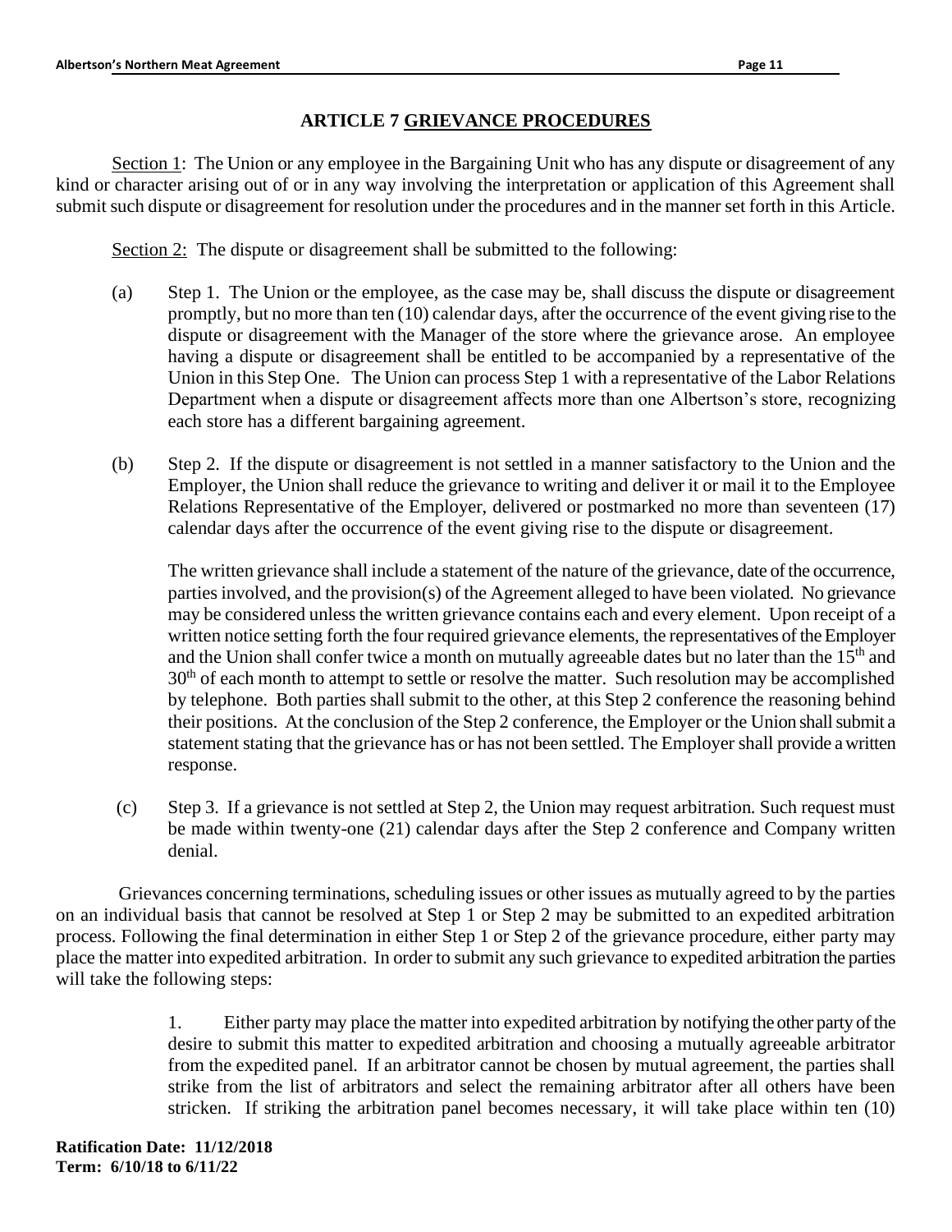## ARTICLE 7 GRIEVANCE PROCEDURES

Section 1: The Union or any employee in the Bargaining Unit who has any dispute or disagreement of any kind or character arising out of or in any way involving the interpretation or application of this Agreement shall submit such dispute or disagreement for resolution under the procedures and in the manner set forth in this Article.

Section 2: The dispute or disagreement shall be submitted to the following:

(a) Step 1. The Union or the employee, as the case may be, shall discuss the dispute or disagreement promptly, but no more than ten (10) calendar days, after the occurrence of the event giving rise to the dispute or disagreement with the Manager of the store where the grievance arose. An employee having a dispute or disagreement shall be entitled to be accompanied by a representative of the Union in this Step One. The Union can process Step 1 with a representative of the Labor Relations Department when a dispute or disagreement affects more than one Albertson's store, recognizing each store has a different bargaining agreement.

(b) Step 2. If the dispute or disagreement is not settled in a manner satisfactory to the Union and the Employer, the Union shall reduce the grievance to writing and deliver it or mail it to the Employee Relations Representative of the Employer, delivered or postmarked no more than seventeen (17) calendar days after the occurrence of the event giving rise to the dispute or disagreement.

The written grievance shall include a statement of the nature of the grievance, date of the occurrence, parties involved, and the provision(s) of the Agreement alleged to have been violated. No grievance may be considered unless the written grievance contains each and every element. Upon receipt of a written notice setting forth the four required grievance elements, the representatives of the Employer and the Union shall confer twice a month on mutually agreeable dates but no later than the 15th and 30th of each month to attempt to settle or resolve the matter. Such resolution may be accomplished by telephone. Both parties shall submit to the other, at this Step 2 conference the reasoning behind their positions. At the conclusion of the Step 2 conference, the Employer or the Union shall submit a statement stating that the grievance has or has not been settled. The Employer shall provide a written response.

(c) Step 3. If a grievance is not settled at Step 2, the Union may request arbitration. Such request must be made within twenty-one (21) calendar days after the Step 2 conference and Company written denial.

Grievances concerning terminations, scheduling issues or other issues as mutually agreed to by the parties on an individual basis that cannot be resolved at Step 1 or Step 2 may be submitted to an expedited arbitration process. Following the final determination in either Step 1 or Step 2 of the grievance procedure, either party may place the matter into expedited arbitration. In order to submit any such grievance to expedited arbitration the parties will take the following steps:

1. Either party may place the matter into expedited arbitration by notifying the other party of the desire to submit this matter to expedited arbitration and choosing a mutually agreeable arbitrator from the expedited panel. If an arbitrator cannot be chosen by mutual agreement, the parties shall strike from the list of arbitrators and select the remaining arbitrator after all others have been stricken. If striking the arbitration panel becomes necessary, it will take place within ten (10)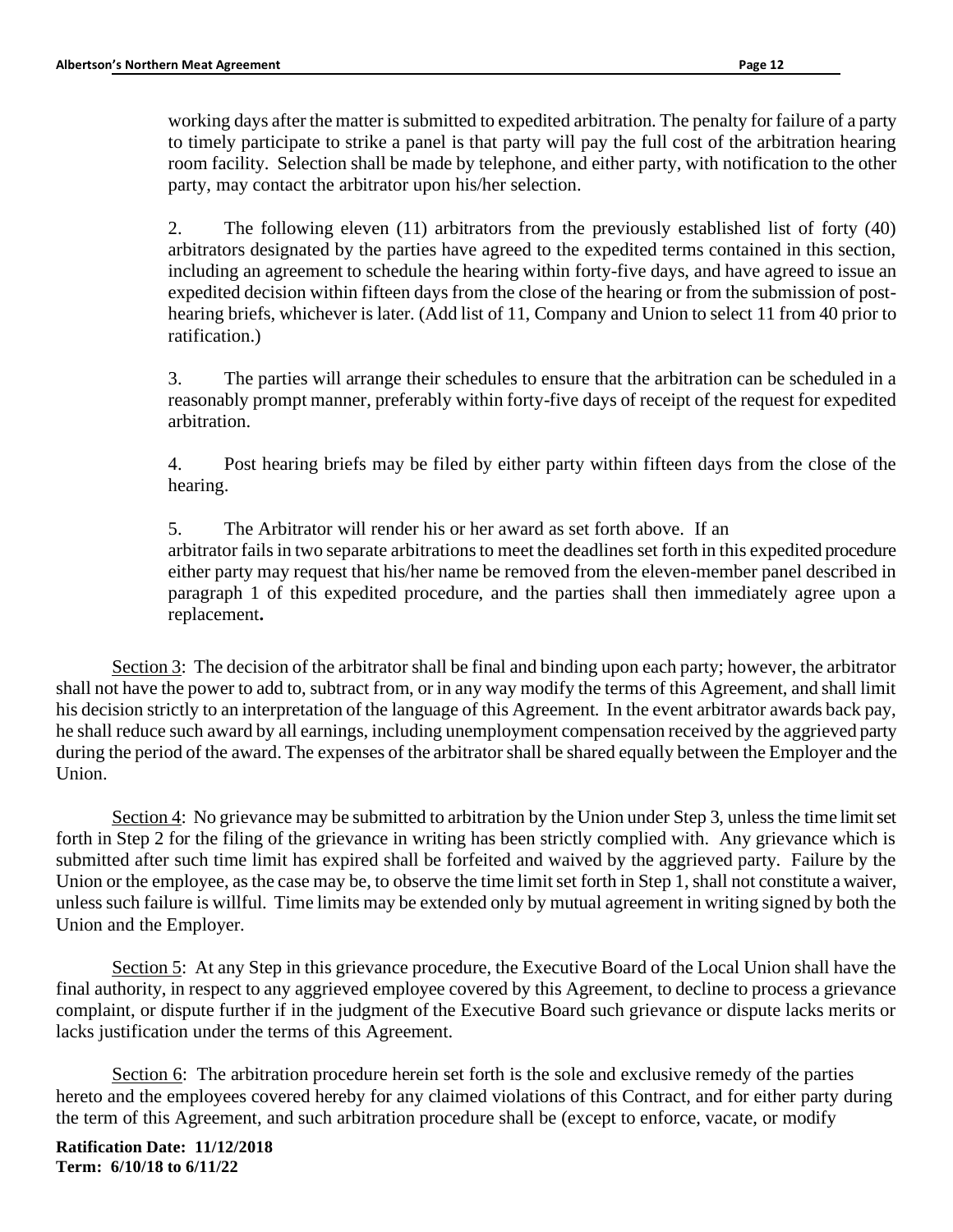working days after the matter is submitted to expedited arbitration. The penalty for failure of a party to timely participate to strike a panel is that party will pay the full cost of the arbitration hearing room facility. Selection shall be made by telephone, and either party, with notification to the other party, may contact the arbitrator upon his/her selection.

2. The following eleven (11) arbitrators from the previously established list of forty (40) arbitrators designated by the parties have agreed to the expedited terms contained in this section, including an agreement to schedule the hearing within forty-five days, and have agreed to issue an expedited decision within fifteen days from the close of the hearing or from the submission of post-hearing briefs, whichever is later. (Add list of 11, Company and Union to select 11 from 40 prior to ratification.)

3. The parties will arrange their schedules to ensure that the arbitration can be scheduled in a reasonably prompt manner, preferably within forty-five days of receipt of the request for expedited arbitration.

4. Post hearing briefs may be filed by either party within fifteen days from the close of the hearing.

5. The Arbitrator will render his or her award as set forth above. If an arbitrator fails in two separate arbitrations to meet the deadlines set forth in this expedited procedure either party may request that his/her name be removed from the eleven-member panel described in paragraph 1 of this expedited procedure, and the parties shall then immediately agree upon a replacement**.**

Section 3: The decision of the arbitrator shall be final and binding upon each party; however, the arbitrator shall not have the power to add to, subtract from, or in any way modify the terms of this Agreement, and shall limit his decision strictly to an interpretation of the language of this Agreement. In the event arbitrator awards back pay, he shall reduce such award by all earnings, including unemployment compensation received by the aggrieved party during the period of the award. The expenses of the arbitrator shall be shared equally between the Employer and the Union.

Section 4: No grievance may be submitted to arbitration by the Union under Step 3, unless the time limit set forth in Step 2 for the filing of the grievance in writing has been strictly complied with. Any grievance which is submitted after such time limit has expired shall be forfeited and waived by the aggrieved party. Failure by the Union or the employee, as the case may be, to observe the time limit set forth in Step 1, shall not constitute a waiver, unless such failure is willful. Time limits may be extended only by mutual agreement in writing signed by both the Union and the Employer.

Section 5: At any Step in this grievance procedure, the Executive Board of the Local Union shall have the final authority, in respect to any aggrieved employee covered by this Agreement, to decline to process a grievance complaint, or dispute further if in the judgment of the Executive Board such grievance or dispute lacks merits or lacks justification under the terms of this Agreement.

Section 6: The arbitration procedure herein set forth is the sole and exclusive remedy of the parties hereto and the employees covered hereby for any claimed violations of this Contract, and for either party during the term of this Agreement, and such arbitration procedure shall be (except to enforce, vacate, or modify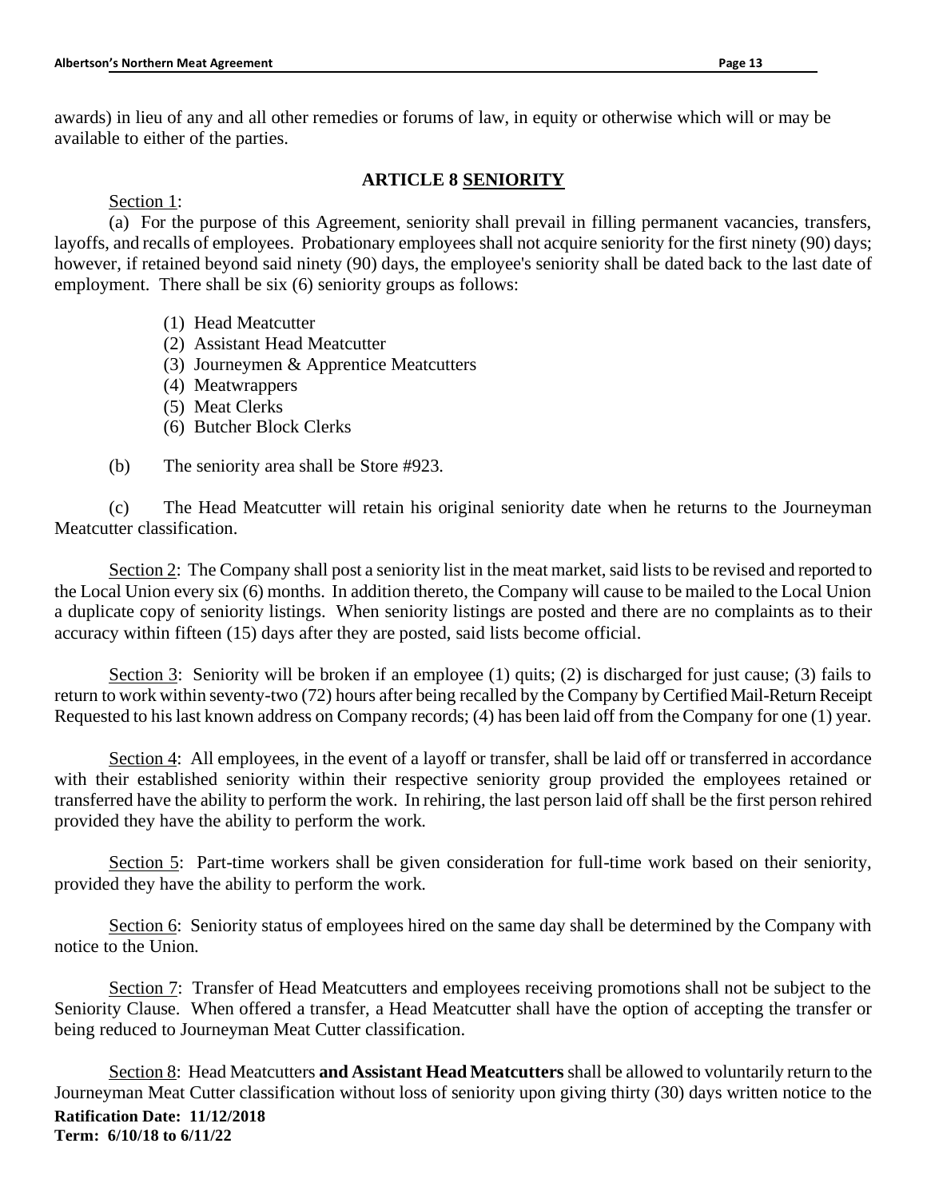awards) in lieu of any and all other remedies or forums of law, in equity or otherwise which will or may be available to either of the parties.

## ARTICLE 8 SENIORITY

Section 1:

(a) For the purpose of this Agreement, seniority shall prevail in filling permanent vacancies, transfers, layoffs, and recalls of employees. Probationary employees shall not acquire seniority for the first ninety (90) days; however, if retained beyond said ninety (90) days, the employee's seniority shall be dated back to the last date of employment. There shall be six (6) seniority groups as follows:

(1) Head Meatcutter
(2) Assistant Head Meatcutter
(3) Journeymen & Apprentice Meatcutters
(4) Meatwrappers
(5) Meat Clerks
(6) Butcher Block Clerks

(b) The seniority area shall be Store #923.

(c) The Head Meatcutter will retain his original seniority date when he returns to the Journeyman Meatcutter classification.

Section 2: The Company shall post a seniority list in the meat market, said lists to be revised and reported to the Local Union every six (6) months. In addition thereto, the Company will cause to be mailed to the Local Union a duplicate copy of seniority listings. When seniority listings are posted and there are no complaints as to their accuracy within fifteen (15) days after they are posted, said lists become official.

Section 3: Seniority will be broken if an employee (1) quits; (2) is discharged for just cause; (3) fails to return to work within seventy-two (72) hours after being recalled by the Company by Certified Mail-Return Receipt Requested to his last known address on Company records; (4) has been laid off from the Company for one (1) year.

Section 4: All employees, in the event of a layoff or transfer, shall be laid off or transferred in accordance with their established seniority within their respective seniority group provided the employees retained or transferred have the ability to perform the work. In rehiring, the last person laid off shall be the first person rehired provided they have the ability to perform the work.

Section 5: Part-time workers shall be given consideration for full-time work based on their seniority, provided they have the ability to perform the work.

Section 6: Seniority status of employees hired on the same day shall be determined by the Company with notice to the Union.

Section 7: Transfer of Head Meatcutters and employees receiving promotions shall not be subject to the Seniority Clause. When offered a transfer, a Head Meatcutter shall have the option of accepting the transfer or being reduced to Journeyman Meat Cutter classification.

Section 8: Head Meatcutters **and Assistant Head Meatcutters** shall be allowed to voluntarily return to the Journeyman Meat Cutter classification without loss of seniority upon giving thirty (30) days written notice to the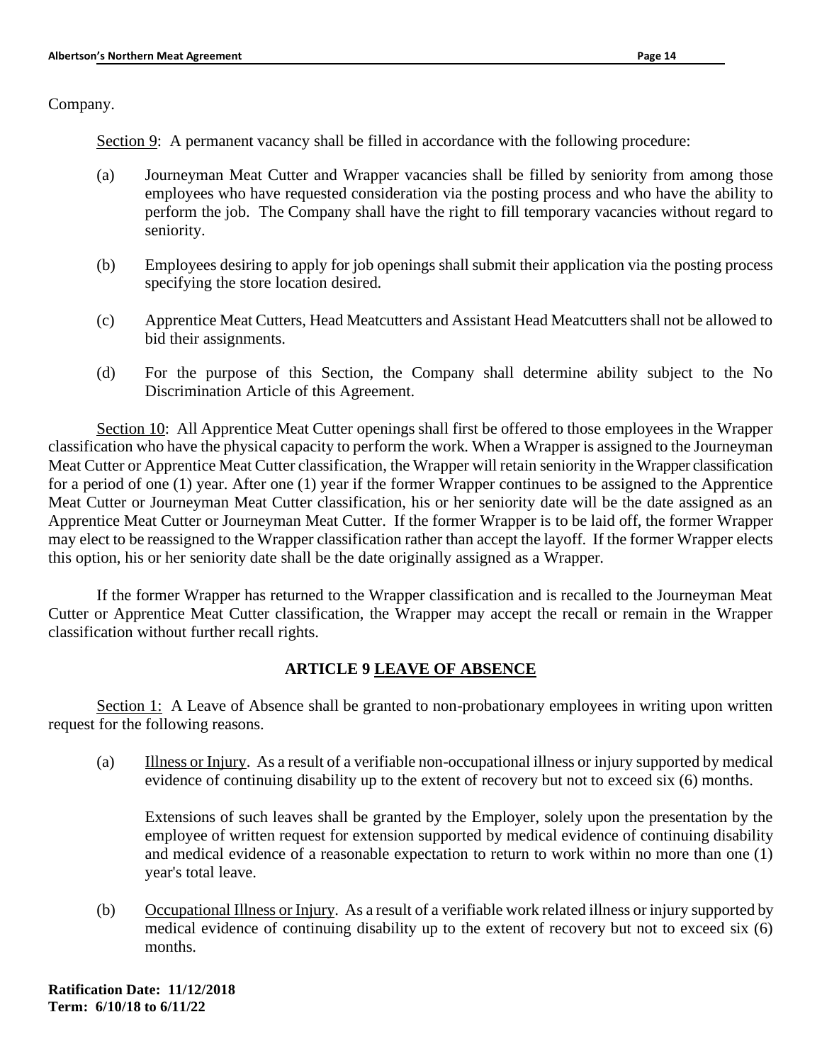Company.

<u>Section 9</u>: A permanent vacancy shall be filled in accordance with the following procedure:

(a) Journeyman Meat Cutter and Wrapper vacancies shall be filled by seniority from among those employees who have requested consideration via the posting process and who have the ability to perform the job. The Company shall have the right to fill temporary vacancies without regard to seniority.

(b) Employees desiring to apply for job openings shall submit their application via the posting process specifying the store location desired.

(c) Apprentice Meat Cutters, Head Meatcutters and Assistant Head Meatcutters shall not be allowed to bid their assignments.

(d) For the purpose of this Section, the Company shall determine ability subject to the No Discrimination Article of this Agreement.

<u>Section 10</u>: All Apprentice Meat Cutter openings shall first be offered to those employees in the Wrapper classification who have the physical capacity to perform the work. When a Wrapper is assigned to the Journeyman Meat Cutter or Apprentice Meat Cutter classification, the Wrapper will retain seniority in the Wrapper classification for a period of one (1) year. After one (1) year if the former Wrapper continues to be assigned to the Apprentice Meat Cutter or Journeyman Meat Cutter classification, his or her seniority date will be the date assigned as an Apprentice Meat Cutter or Journeyman Meat Cutter. If the former Wrapper is to be laid off, the former Wrapper may elect to be reassigned to the Wrapper classification rather than accept the layoff. If the former Wrapper elects this option, his or her seniority date shall be the date originally assigned as a Wrapper.

If the former Wrapper has returned to the Wrapper classification and is recalled to the Journeyman Meat Cutter or Apprentice Meat Cutter classification, the Wrapper may accept the recall or remain in the Wrapper classification without further recall rights.

## ARTICLE 9 LEAVE OF ABSENCE

<u>Section 1:</u> A Leave of Absence shall be granted to non-probationary employees in writing upon written request for the following reasons.

(a) <u>Illness or Injury</u>. As a result of a verifiable non-occupational illness or injury supported by medical evidence of continuing disability up to the extent of recovery but not to exceed six (6) months.

Extensions of such leaves shall be granted by the Employer, solely upon the presentation by the employee of written request for extension supported by medical evidence of continuing disability and medical evidence of a reasonable expectation to return to work within no more than one (1) year's total leave.

(b) <u>Occupational Illness or Injury</u>. As a result of a verifiable work related illness or injury supported by medical evidence of continuing disability up to the extent of recovery but not to exceed six (6) months.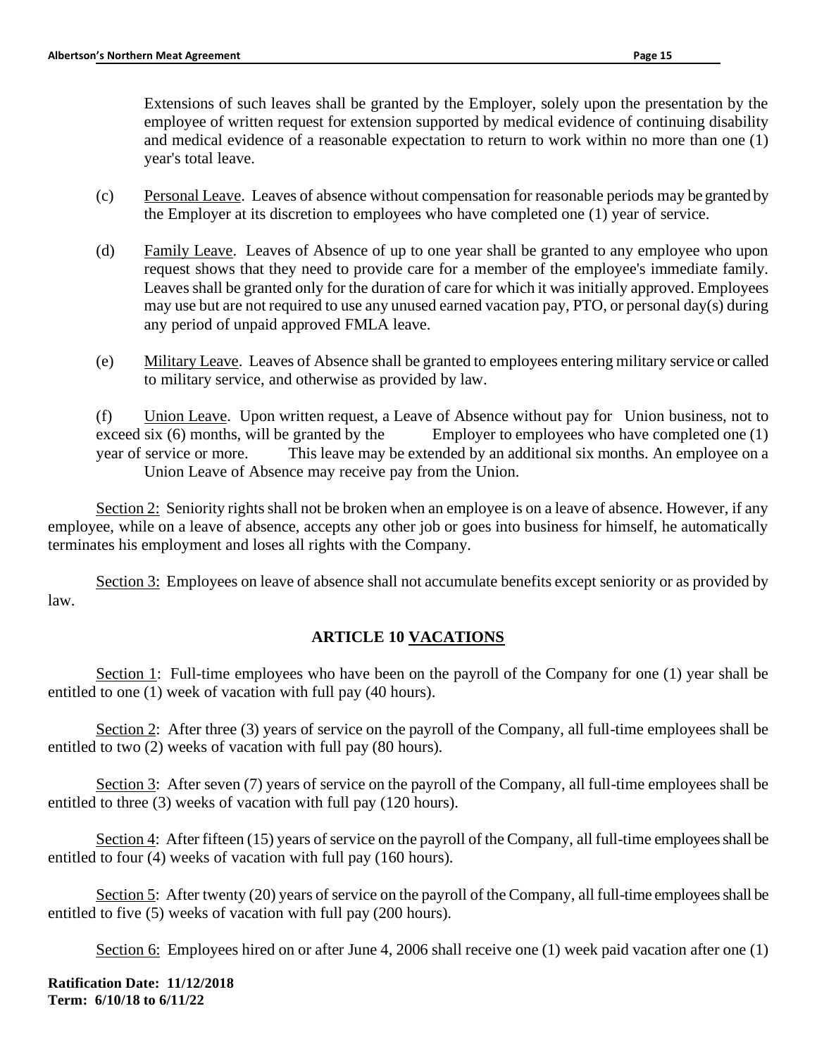Extensions of such leaves shall be granted by the Employer, solely upon the presentation by the employee of written request for extension supported by medical evidence of continuing disability and medical evidence of a reasonable expectation to return to work within no more than one (1) year's total leave.

(c) Personal Leave. Leaves of absence without compensation for reasonable periods may be granted by the Employer at its discretion to employees who have completed one (1) year of service.

(d) Family Leave. Leaves of Absence of up to one year shall be granted to any employee who upon request shows that they need to provide care for a member of the employee's immediate family. Leaves shall be granted only for the duration of care for which it was initially approved. Employees may use but are not required to use any unused earned vacation pay, PTO, or personal day(s) during any period of unpaid approved FMLA leave.

(e) Military Leave. Leaves of Absence shall be granted to employees entering military service or called to military service, and otherwise as provided by law.

(f) Union Leave. Upon written request, a Leave of Absence without pay for Union business, not to exceed six (6) months, will be granted by the Employer to employees who have completed one (1) year of service or more. This leave may be extended by an additional six months. An employee on a Union Leave of Absence may receive pay from the Union.

Section 2: Seniority rights shall not be broken when an employee is on a leave of absence. However, if any employee, while on a leave of absence, accepts any other job or goes into business for himself, he automatically terminates his employment and loses all rights with the Company.

Section 3: Employees on leave of absence shall not accumulate benefits except seniority or as provided by law.

## ARTICLE 10 VACATIONS

Section 1: Full-time employees who have been on the payroll of the Company for one (1) year shall be entitled to one (1) week of vacation with full pay (40 hours).

Section 2: After three (3) years of service on the payroll of the Company, all full-time employees shall be entitled to two (2) weeks of vacation with full pay (80 hours).

Section 3: After seven (7) years of service on the payroll of the Company, all full-time employees shall be entitled to three (3) weeks of vacation with full pay (120 hours).

Section 4: After fifteen (15) years of service on the payroll of the Company, all full-time employees shall be entitled to four (4) weeks of vacation with full pay (160 hours).

Section 5: After twenty (20) years of service on the payroll of the Company, all full-time employees shall be entitled to five (5) weeks of vacation with full pay (200 hours).

Section 6: Employees hired on or after June 4, 2006 shall receive one (1) week paid vacation after one (1)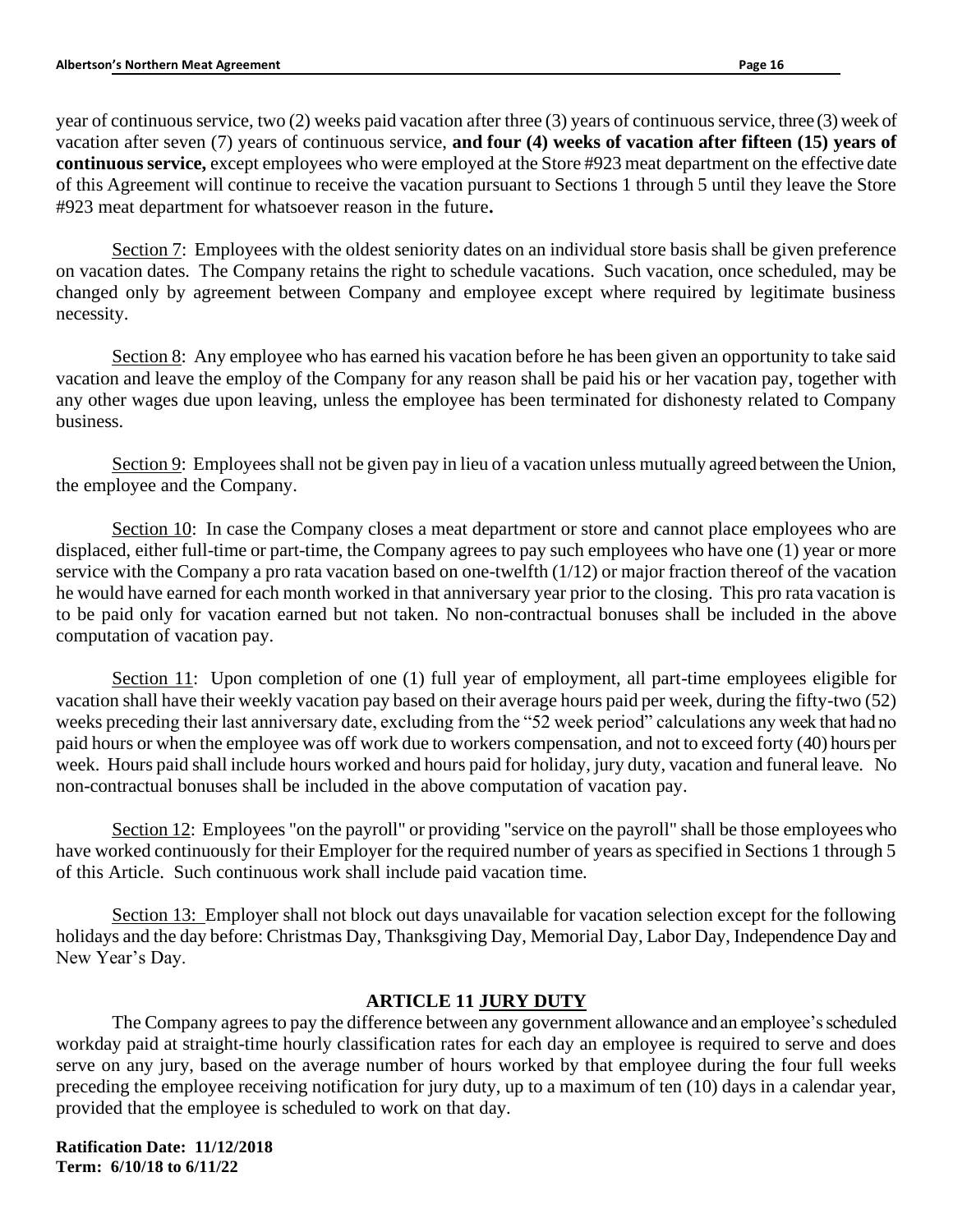year of continuous service, two (2) weeks paid vacation after three (3) years of continuous service, three (3) week of vacation after seven (7) years of continuous service, **and four (4) weeks of vacation after fifteen (15) years of continuous service,** except employees who were employed at the Store #923 meat department on the effective date of this Agreement will continue to receive the vacation pursuant to Sections 1 through 5 until they leave the Store #923 meat department for whatsoever reason in the future**.**

Section 7: Employees with the oldest seniority dates on an individual store basis shall be given preference on vacation dates. The Company retains the right to schedule vacations. Such vacation, once scheduled, may be changed only by agreement between Company and employee except where required by legitimate business necessity.

Section 8: Any employee who has earned his vacation before he has been given an opportunity to take said vacation and leave the employ of the Company for any reason shall be paid his or her vacation pay, together with any other wages due upon leaving, unless the employee has been terminated for dishonesty related to Company business.

Section 9: Employees shall not be given pay in lieu of a vacation unless mutually agreed between the Union, the employee and the Company.

Section 10: In case the Company closes a meat department or store and cannot place employees who are displaced, either full-time or part-time, the Company agrees to pay such employees who have one (1) year or more service with the Company a pro rata vacation based on one-twelfth (1/12) or major fraction thereof of the vacation he would have earned for each month worked in that anniversary year prior to the closing. This pro rata vacation is to be paid only for vacation earned but not taken. No non-contractual bonuses shall be included in the above computation of vacation pay.

Section 11: Upon completion of one (1) full year of employment, all part-time employees eligible for vacation shall have their weekly vacation pay based on their average hours paid per week, during the fifty-two (52) weeks preceding their last anniversary date, excluding from the "52 week period" calculations any week that had no paid hours or when the employee was off work due to workers compensation, and not to exceed forty (40) hours per week. Hours paid shall include hours worked and hours paid for holiday, jury duty, vacation and funeral leave. No non-contractual bonuses shall be included in the above computation of vacation pay.

Section 12: Employees "on the payroll" or providing "service on the payroll" shall be those employees who have worked continuously for their Employer for the required number of years as specified in Sections 1 through 5 of this Article. Such continuous work shall include paid vacation time.

Section 13: Employer shall not block out days unavailable for vacation selection except for the following holidays and the day before: Christmas Day, Thanksgiving Day, Memorial Day, Labor Day, Independence Day and New Year's Day.

## ARTICLE 11 JURY DUTY

The Company agrees to pay the difference between any government allowance and an employee's scheduled workday paid at straight-time hourly classification rates for each day an employee is required to serve and does serve on any jury, based on the average number of hours worked by that employee during the four full weeks preceding the employee receiving notification for jury duty, up to a maximum of ten (10) days in a calendar year, provided that the employee is scheduled to work on that day.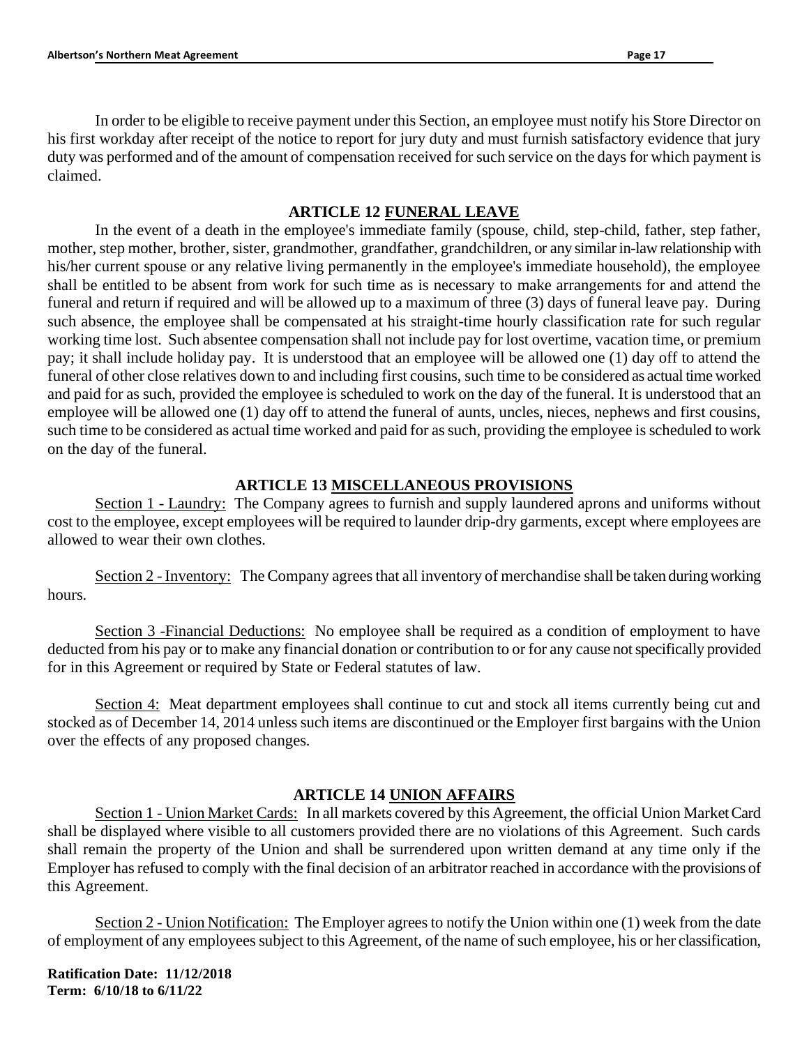In order to be eligible to receive payment under this Section, an employee must notify his Store Director on his first workday after receipt of the notice to report for jury duty and must furnish satisfactory evidence that jury duty was performed and of the amount of compensation received for such service on the days for which payment is claimed.

## ARTICLE 12 FUNERAL LEAVE

In the event of a death in the employee's immediate family (spouse, child, step-child, father, step father, mother, step mother, brother, sister, grandmother, grandfather, grandchildren, or any similar in-law relationship with his/her current spouse or any relative living permanently in the employee's immediate household), the employee shall be entitled to be absent from work for such time as is necessary to make arrangements for and attend the funeral and return if required and will be allowed up to a maximum of three (3) days of funeral leave pay. During such absence, the employee shall be compensated at his straight-time hourly classification rate for such regular working time lost. Such absentee compensation shall not include pay for lost overtime, vacation time, or premium pay; it shall include holiday pay. It is understood that an employee will be allowed one (1) day off to attend the funeral of other close relatives down to and including first cousins, such time to be considered as actual time worked and paid for as such, provided the employee is scheduled to work on the day of the funeral. It is understood that an employee will be allowed one (1) day off to attend the funeral of aunts, uncles, nieces, nephews and first cousins, such time to be considered as actual time worked and paid for as such, providing the employee is scheduled to work on the day of the funeral.

## ARTICLE 13 MISCELLANEOUS PROVISIONS

Section 1 - Laundry: The Company agrees to furnish and supply laundered aprons and uniforms without cost to the employee, except employees will be required to launder drip-dry garments, except where employees are allowed to wear their own clothes.

Section 2 - Inventory: The Company agrees that all inventory of merchandise shall be taken during working hours.

Section 3 -Financial Deductions: No employee shall be required as a condition of employment to have deducted from his pay or to make any financial donation or contribution to or for any cause not specifically provided for in this Agreement or required by State or Federal statutes of law.

Section 4: Meat department employees shall continue to cut and stock all items currently being cut and stocked as of December 14, 2014 unless such items are discontinued or the Employer first bargains with the Union over the effects of any proposed changes.

## ARTICLE 14 UNION AFFAIRS

Section 1 - Union Market Cards: In all markets covered by this Agreement, the official Union Market Card shall be displayed where visible to all customers provided there are no violations of this Agreement. Such cards shall remain the property of the Union and shall be surrendered upon written demand at any time only if the Employer has refused to comply with the final decision of an arbitrator reached in accordance with the provisions of this Agreement.

Section 2 - Union Notification: The Employer agrees to notify the Union within one (1) week from the date of employment of any employees subject to this Agreement, of the name of such employee, his or her classification,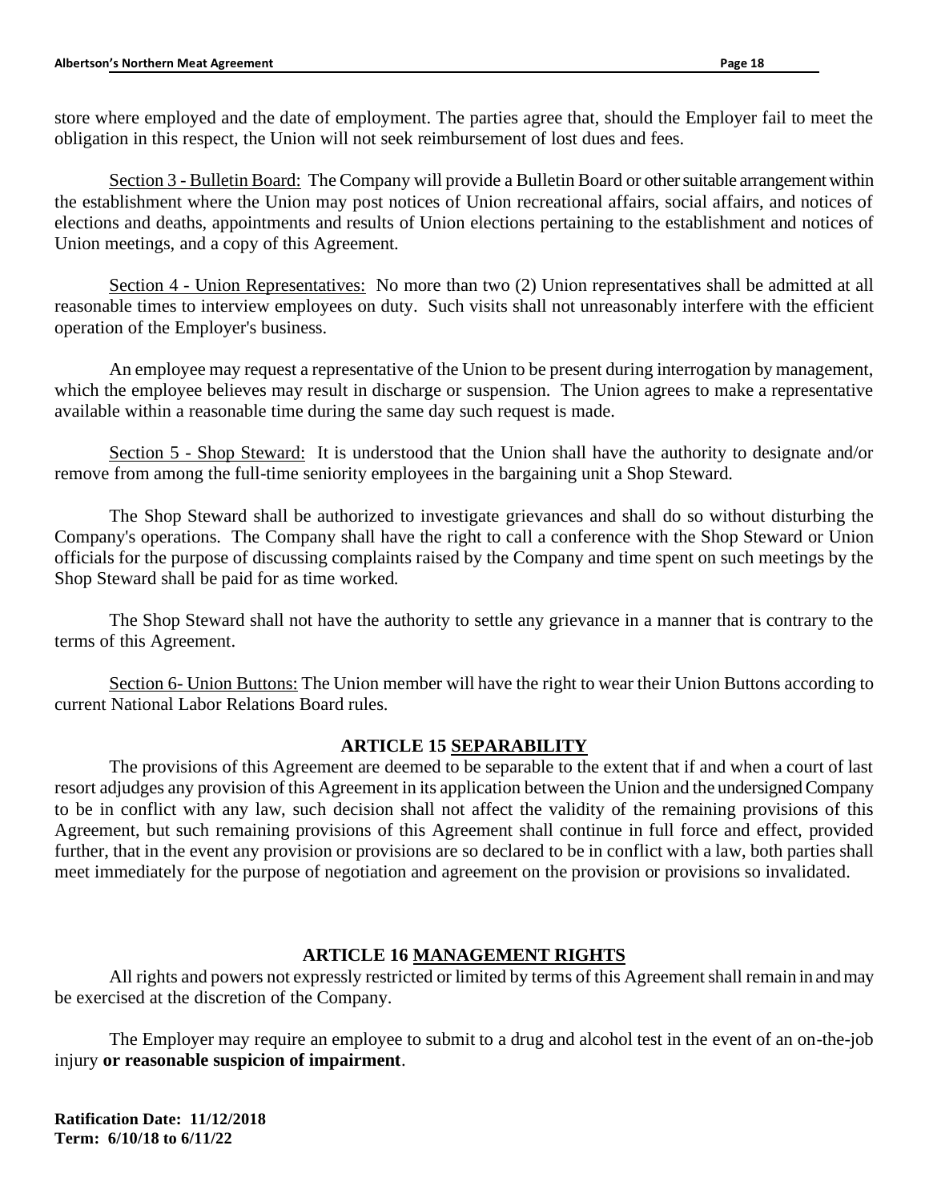store where employed and the date of employment. The parties agree that, should the Employer fail to meet the obligation in this respect, the Union will not seek reimbursement of lost dues and fees.

Section 3 - Bulletin Board: The Company will provide a Bulletin Board or other suitable arrangement within the establishment where the Union may post notices of Union recreational affairs, social affairs, and notices of elections and deaths, appointments and results of Union elections pertaining to the establishment and notices of Union meetings, and a copy of this Agreement.

Section 4 - Union Representatives: No more than two (2) Union representatives shall be admitted at all reasonable times to interview employees on duty. Such visits shall not unreasonably interfere with the efficient operation of the Employer's business.

An employee may request a representative of the Union to be present during interrogation by management, which the employee believes may result in discharge or suspension. The Union agrees to make a representative available within a reasonable time during the same day such request is made.

Section 5 - Shop Steward: It is understood that the Union shall have the authority to designate and/or remove from among the full-time seniority employees in the bargaining unit a Shop Steward.

The Shop Steward shall be authorized to investigate grievances and shall do so without disturbing the Company's operations. The Company shall have the right to call a conference with the Shop Steward or Union officials for the purpose of discussing complaints raised by the Company and time spent on such meetings by the Shop Steward shall be paid for as time worked.

The Shop Steward shall not have the authority to settle any grievance in a manner that is contrary to the terms of this Agreement.

Section 6- Union Buttons: The Union member will have the right to wear their Union Buttons according to current National Labor Relations Board rules.

## ARTICLE 15 SEPARABILITY

The provisions of this Agreement are deemed to be separable to the extent that if and when a court of last resort adjudges any provision of this Agreement in its application between the Union and the undersigned Company to be in conflict with any law, such decision shall not affect the validity of the remaining provisions of this Agreement, but such remaining provisions of this Agreement shall continue in full force and effect, provided further, that in the event any provision or provisions are so declared to be in conflict with a law, both parties shall meet immediately for the purpose of negotiation and agreement on the provision or provisions so invalidated.

## ARTICLE 16 MANAGEMENT RIGHTS

All rights and powers not expressly restricted or limited by terms of this Agreement shall remain in and may be exercised at the discretion of the Company.

The Employer may require an employee to submit to a drug and alcohol test in the event of an on-the-job injury **or reasonable suspicion of impairment**.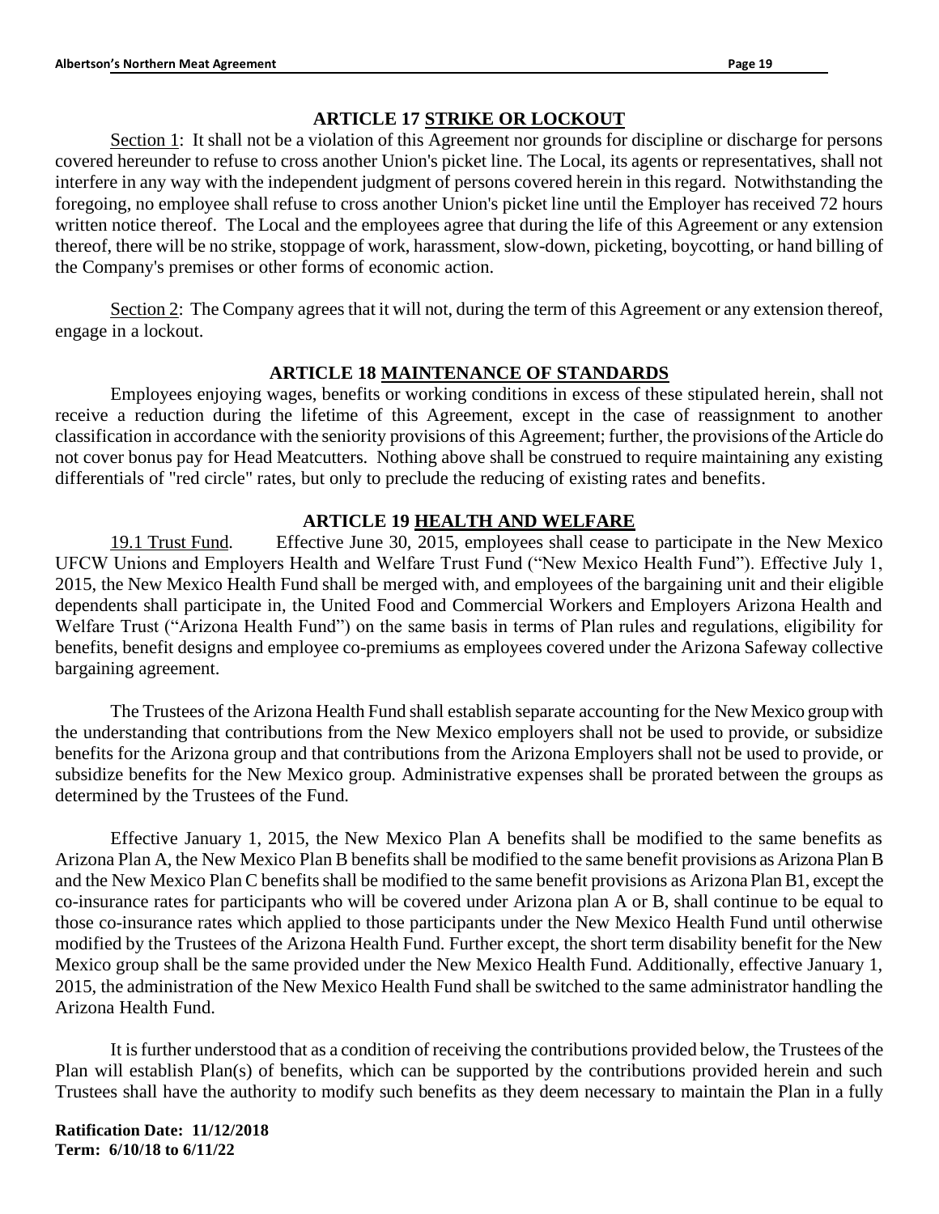## ARTICLE 17 STRIKE OR LOCKOUT

Section 1: It shall not be a violation of this Agreement nor grounds for discipline or discharge for persons covered hereunder to refuse to cross another Union's picket line. The Local, its agents or representatives, shall not interfere in any way with the independent judgment of persons covered herein in this regard. Notwithstanding the foregoing, no employee shall refuse to cross another Union's picket line until the Employer has received 72 hours written notice thereof. The Local and the employees agree that during the life of this Agreement or any extension thereof, there will be no strike, stoppage of work, harassment, slow-down, picketing, boycotting, or hand billing of the Company's premises or other forms of economic action.

Section 2: The Company agrees that it will not, during the term of this Agreement or any extension thereof, engage in a lockout.

## ARTICLE 18 MAINTENANCE OF STANDARDS

Employees enjoying wages, benefits or working conditions in excess of these stipulated herein, shall not receive a reduction during the lifetime of this Agreement, except in the case of reassignment to another classification in accordance with the seniority provisions of this Agreement; further, the provisions of the Article do not cover bonus pay for Head Meatcutters. Nothing above shall be construed to require maintaining any existing differentials of "red circle" rates, but only to preclude the reducing of existing rates and benefits.

## ARTICLE 19 HEALTH AND WELFARE

19.1 Trust Fund. Effective June 30, 2015, employees shall cease to participate in the New Mexico UFCW Unions and Employers Health and Welfare Trust Fund ("New Mexico Health Fund"). Effective July 1, 2015, the New Mexico Health Fund shall be merged with, and employees of the bargaining unit and their eligible dependents shall participate in, the United Food and Commercial Workers and Employers Arizona Health and Welfare Trust ("Arizona Health Fund") on the same basis in terms of Plan rules and regulations, eligibility for benefits, benefit designs and employee co-premiums as employees covered under the Arizona Safeway collective bargaining agreement.

The Trustees of the Arizona Health Fund shall establish separate accounting for the New Mexico group with the understanding that contributions from the New Mexico employers shall not be used to provide, or subsidize benefits for the Arizona group and that contributions from the Arizona Employers shall not be used to provide, or subsidize benefits for the New Mexico group. Administrative expenses shall be prorated between the groups as determined by the Trustees of the Fund.

Effective January 1, 2015, the New Mexico Plan A benefits shall be modified to the same benefits as Arizona Plan A, the New Mexico Plan B benefits shall be modified to the same benefit provisions as Arizona Plan B and the New Mexico Plan C benefits shall be modified to the same benefit provisions as Arizona Plan B1, except the co-insurance rates for participants who will be covered under Arizona plan A or B, shall continue to be equal to those co-insurance rates which applied to those participants under the New Mexico Health Fund until otherwise modified by the Trustees of the Arizona Health Fund. Further except, the short term disability benefit for the New Mexico group shall be the same provided under the New Mexico Health Fund. Additionally, effective January 1, 2015, the administration of the New Mexico Health Fund shall be switched to the same administrator handling the Arizona Health Fund.

It is further understood that as a condition of receiving the contributions provided below, the Trustees of the Plan will establish Plan(s) of benefits, which can be supported by the contributions provided herein and such Trustees shall have the authority to modify such benefits as they deem necessary to maintain the Plan in a fully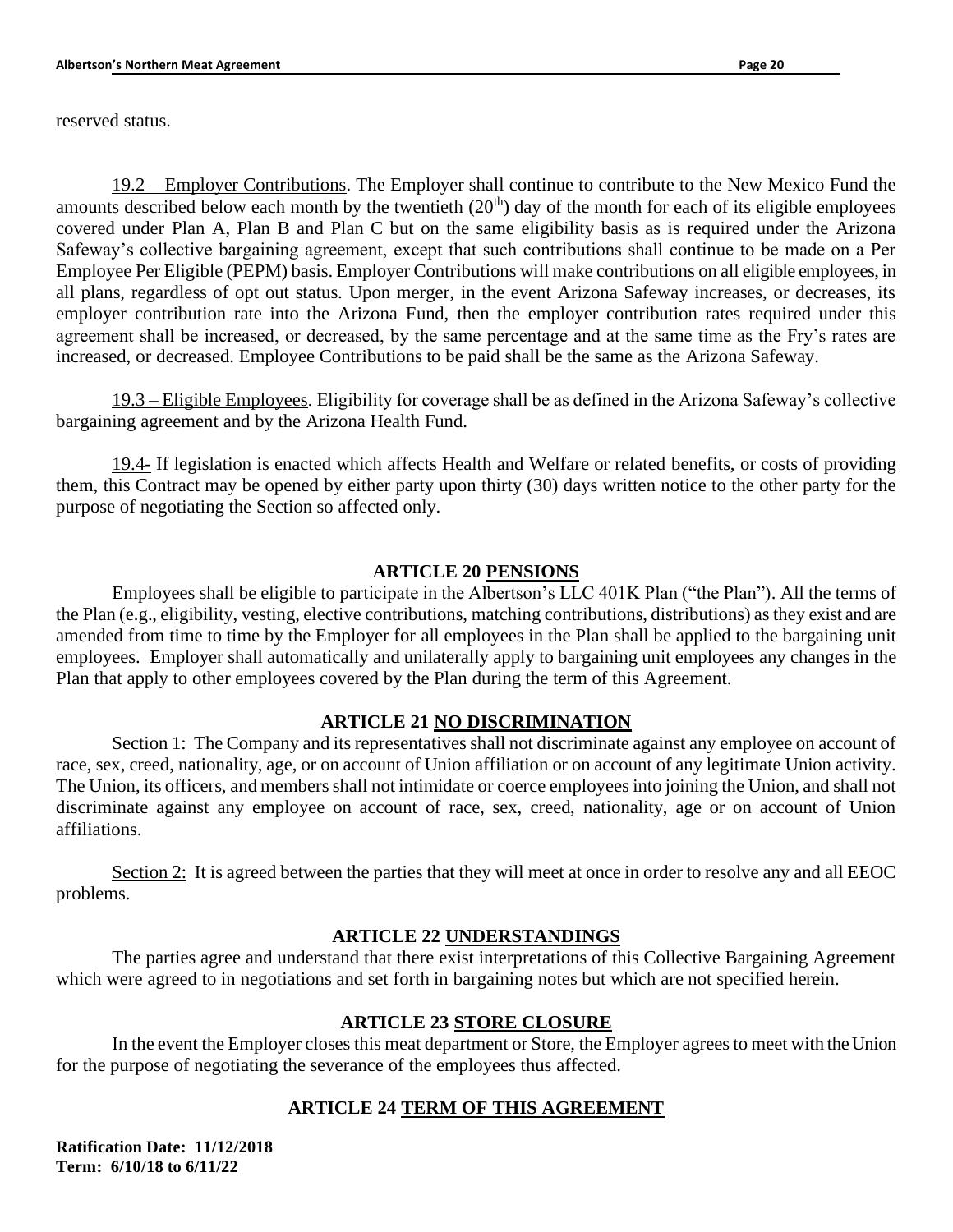reserved status.

19.2 – Employer Contributions. The Employer shall continue to contribute to the New Mexico Fund the amounts described below each month by the twentieth (20th) day of the month for each of its eligible employees covered under Plan A, Plan B and Plan C but on the same eligibility basis as is required under the Arizona Safeway's collective bargaining agreement, except that such contributions shall continue to be made on a Per Employee Per Eligible (PEPM) basis. Employer Contributions will make contributions on all eligible employees, in all plans, regardless of opt out status. Upon merger, in the event Arizona Safeway increases, or decreases, its employer contribution rate into the Arizona Fund, then the employer contribution rates required under this agreement shall be increased, or decreased, by the same percentage and at the same time as the Fry's rates are increased, or decreased. Employee Contributions to be paid shall be the same as the Arizona Safeway.

19.3 – Eligible Employees. Eligibility for coverage shall be as defined in the Arizona Safeway's collective bargaining agreement and by the Arizona Health Fund.

19.4- If legislation is enacted which affects Health and Welfare or related benefits, or costs of providing them, this Contract may be opened by either party upon thirty (30) days written notice to the other party for the purpose of negotiating the Section so affected only.

## ARTICLE 20 PENSIONS

Employees shall be eligible to participate in the Albertson's LLC 401K Plan ("the Plan"). All the terms of the Plan (e.g., eligibility, vesting, elective contributions, matching contributions, distributions) as they exist and are amended from time to time by the Employer for all employees in the Plan shall be applied to the bargaining unit employees. Employer shall automatically and unilaterally apply to bargaining unit employees any changes in the Plan that apply to other employees covered by the Plan during the term of this Agreement.

## ARTICLE 21 NO DISCRIMINATION

Section 1: The Company and its representatives shall not discriminate against any employee on account of race, sex, creed, nationality, age, or on account of Union affiliation or on account of any legitimate Union activity. The Union, its officers, and members shall not intimidate or coerce employees into joining the Union, and shall not discriminate against any employee on account of race, sex, creed, nationality, age or on account of Union affiliations.

Section 2: It is agreed between the parties that they will meet at once in order to resolve any and all EEOC problems.

## ARTICLE 22 UNDERSTANDINGS

The parties agree and understand that there exist interpretations of this Collective Bargaining Agreement which were agreed to in negotiations and set forth in bargaining notes but which are not specified herein.

## ARTICLE 23 STORE CLOSURE

In the event the Employer closes this meat department or Store, the Employer agrees to meet with the Union for the purpose of negotiating the severance of the employees thus affected.

## ARTICLE 24 TERM OF THIS AGREEMENT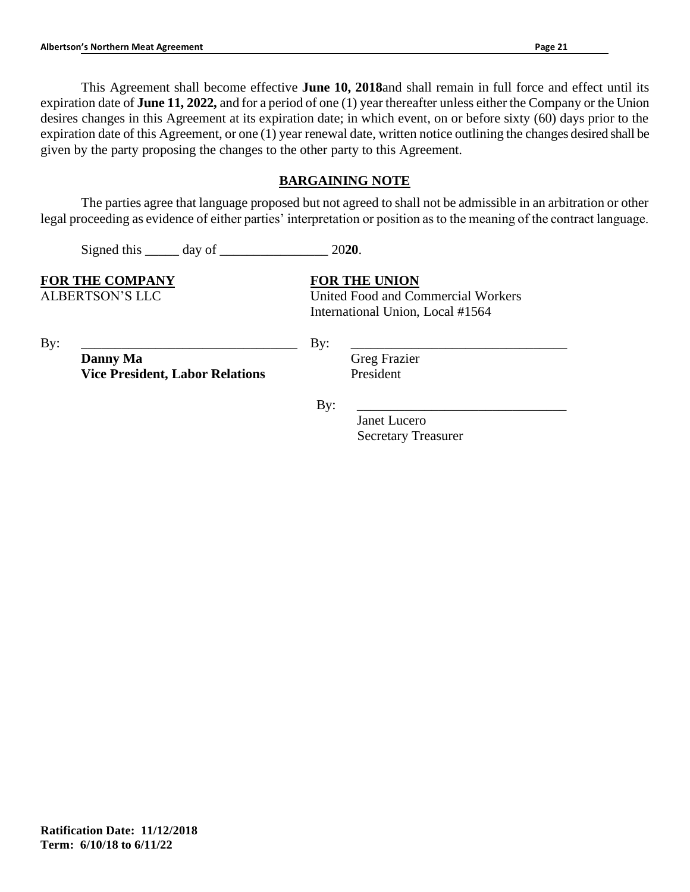This Agreement shall become effective **June 10, 2018**and shall remain in full force and effect until its expiration date of **June 11, 2022,** and for a period of one (1) year thereafter unless either the Company or the Union desires changes in this Agreement at its expiration date; in which event, on or before sixty (60) days prior to the expiration date of this Agreement, or one (1) year renewal date, written notice outlining the changes desired shall be given by the party proposing the changes to the other party to this Agreement.

## BARGAINING NOTE

The parties agree that language proposed but not agreed to shall not be admissible in an arbitration or other legal proceeding as evidence of either parties' interpretation or position as to the meaning of the contract language.

Signed this _____ day of ________________ 20**20**.

**FOR THE COMPANY**
ALBERTSON'S LLC

By: ________________________________
**Danny Ma**
**Vice President, Labor Relations**

**FOR THE UNION**
United Food and Commercial Workers
International Union, Local #1564

By: ________________________________
Greg Frazier
President

By: ________________________________
Janet Lucero
Secretary Treasurer

**Ratification Date: 11/12/2018**
**Term: 6/10/18 to 6/11/22**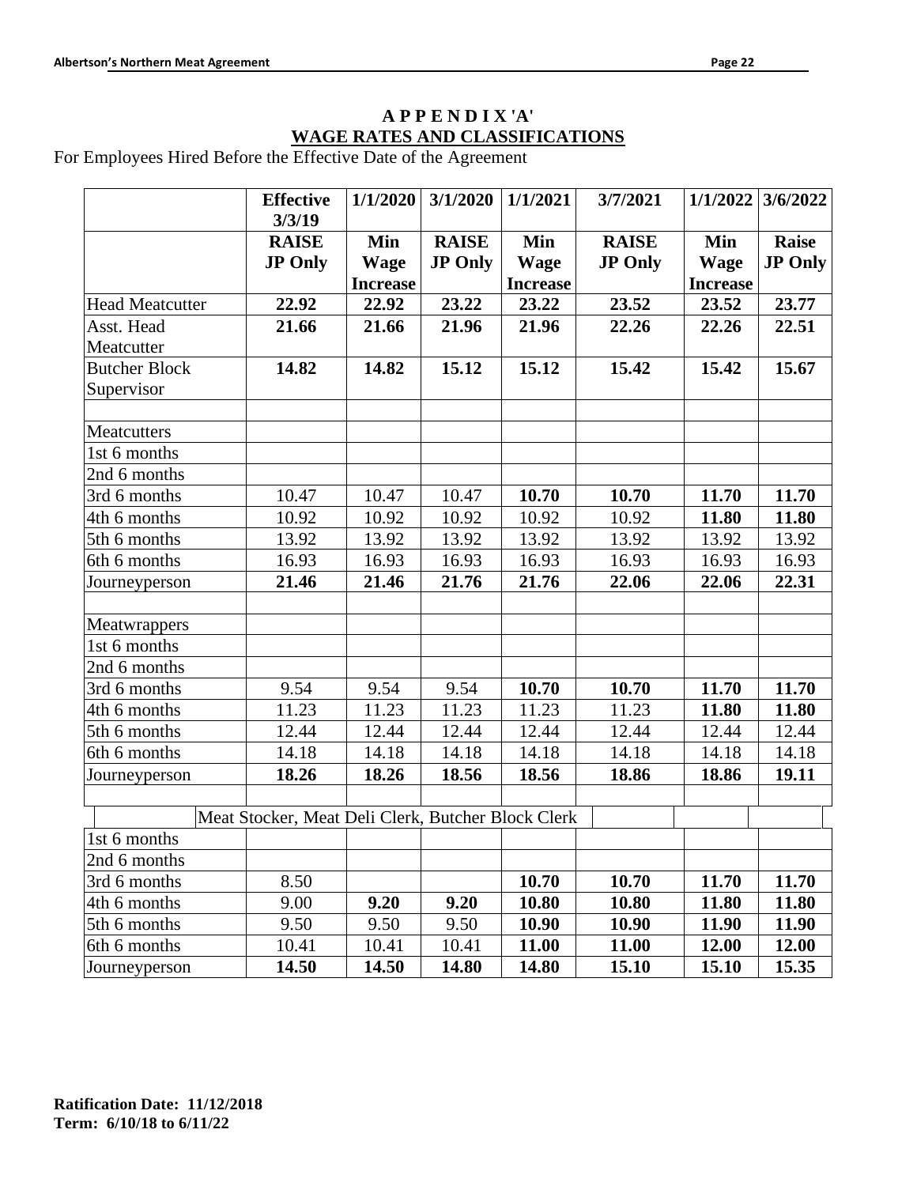# APPENDIX 'A'
## WAGE RATES AND CLASSIFICATIONS

For Employees Hired Before the Effective Date of the Agreement

| | Effective 3/3/19 | 1/1/2020 | 3/1/2020 | 1/1/2021 | 3/7/2021 | 1/1/2022 | 3/6/2022 |
|---|---|---|---|---|---|---|---|
| | **RAISE JP Only** | **Min Wage Increase** | **RAISE JP Only** | **Min Wage Increase** | **RAISE JP Only** | **Min Wage Increase** | **Raise JP Only** |
| Head Meatcutter | **22.92** | **22.92** | **23.22** | **23.22** | **23.52** | **23.52** | **23.77** |
| Asst. Head Meatcutter | **21.66** | **21.66** | **21.96** | **21.96** | **22.26** | **22.26** | **22.51** |
| Butcher Block Supervisor | **14.82** | **14.82** | **15.12** | **15.12** | **15.42** | **15.42** | **15.67** |
| | | | | | | | |
| Meatcutters | | | | | | | |
| 1st 6 months | | | | | | | |
| 2nd 6 months | | | | | | | |
| 3rd 6 months | 10.47 | 10.47 | 10.47 | **10.70** | **10.70** | **11.70** | **11.70** |
| 4th 6 months | 10.92 | 10.92 | 10.92 | 10.92 | 10.92 | **11.80** | **11.80** |
| 5th 6 months | 13.92 | 13.92 | 13.92 | 13.92 | 13.92 | 13.92 | 13.92 |
| 6th 6 months | 16.93 | 16.93 | 16.93 | 16.93 | 16.93 | 16.93 | 16.93 |
| Journeyperson | **21.46** | **21.46** | **21.76** | **21.76** | **22.06** | **22.06** | **22.31** |
| | | | | | | | |
| Meatwrappers | | | | | | | |
| 1st 6 months | | | | | | | |
| 2nd 6 months | | | | | | | |
| 3rd 6 months | 9.54 | 9.54 | 9.54 | **10.70** | **10.70** | **11.70** | **11.70** |
| 4th 6 months | 11.23 | 11.23 | 11.23 | 11.23 | 11.23 | **11.80** | **11.80** |
| 5th 6 months | 12.44 | 12.44 | 12.44 | 12.44 | 12.44 | 12.44 | 12.44 |
| 6th 6 months | 14.18 | 14.18 | 14.18 | 14.18 | 14.18 | 14.18 | 14.18 |
| Journeyperson | **18.26** | **18.26** | **18.56** | **18.56** | **18.86** | **18.86** | **19.11** |
| | | | | | | | |
| | Meat Stocker, Meat Deli Clerk, Butcher Block Clerk | | | | | | |
| 1st 6 months | | | | | | | |
| 2nd 6 months | | | | | | | |
| 3rd 6 months | 8.50 | | | **10.70** | **10.70** | **11.70** | **11.70** |
| 4th 6 months | 9.00 | **9.20** | **9.20** | **10.80** | **10.80** | **11.80** | **11.80** |
| 5th 6 months | 9.50 | 9.50 | 9.50 | **10.90** | **10.90** | **11.90** | **11.90** |
| 6th 6 months | 10.41 | 10.41 | 10.41 | **11.00** | **11.00** | **12.00** | **12.00** |
| Journeyperson | **14.50** | **14.50** | **14.80** | **14.80** | **15.10** | **15.10** | **15.35** |

**Ratification Date: 11/12/2018**
**Term: 6/10/18 to 6/11/22**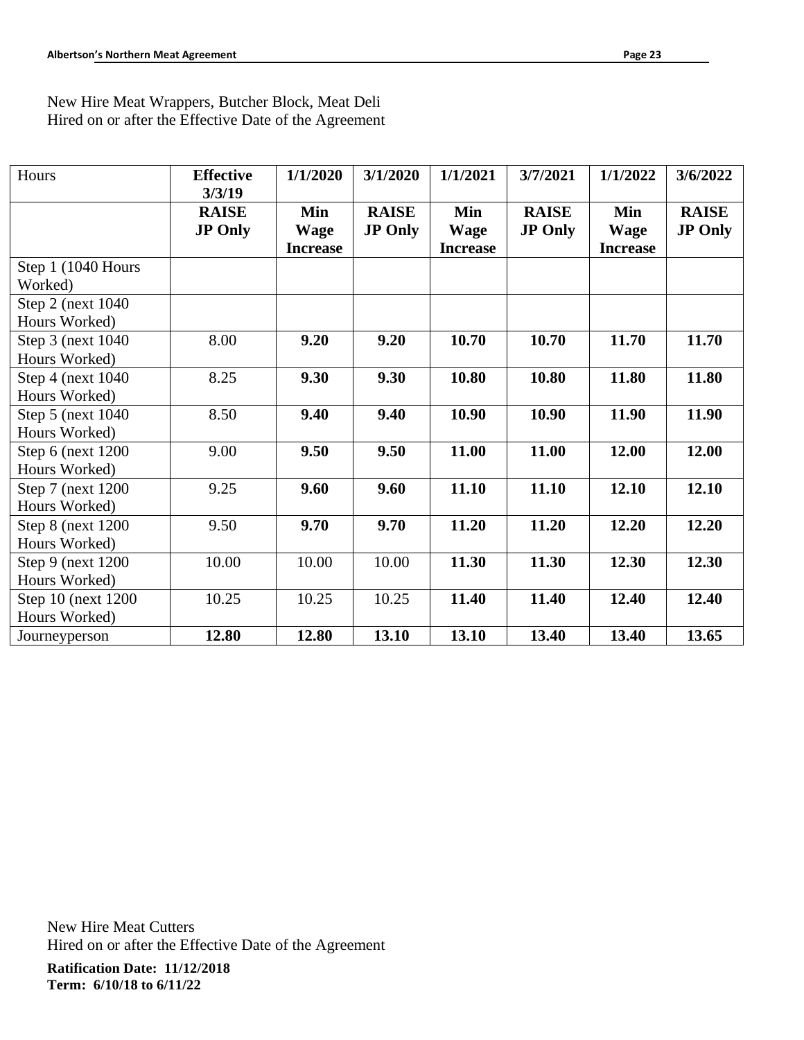New Hire Meat Wrappers, Butcher Block, Meat Deli
Hired on or after the Effective Date of the Agreement

| Hours | **Effective 3/3/19** | **1/1/2020** | **3/1/2020** | **1/1/2021** | **3/7/2021** | **1/1/2022** | **3/6/2022** |
|---|---|---|---|---|---|---|---|
| | **RAISE JP Only** | **Min Wage Increase** | **RAISE JP Only** | **Min Wage Increase** | **RAISE JP Only** | **Min Wage Increase** | **RAISE JP Only** |
| Step 1 (1040 Hours Worked) | | | | | | | |
| Step 2 (next 1040 Hours Worked) | | | | | | | |
| Step 3 (next 1040 Hours Worked) | 8.00 | **9.20** | **9.20** | **10.70** | **10.70** | **11.70** | **11.70** |
| Step 4 (next 1040 Hours Worked) | 8.25 | **9.30** | **9.30** | **10.80** | **10.80** | **11.80** | **11.80** |
| Step 5 (next 1040 Hours Worked) | 8.50 | **9.40** | **9.40** | **10.90** | **10.90** | **11.90** | **11.90** |
| Step 6 (next 1200 Hours Worked) | 9.00 | **9.50** | **9.50** | **11.00** | **11.00** | **12.00** | **12.00** |
| Step 7 (next 1200 Hours Worked) | 9.25 | **9.60** | **9.60** | **11.10** | **11.10** | **12.10** | **12.10** |
| Step 8 (next 1200 Hours Worked) | 9.50 | **9.70** | **9.70** | **11.20** | **11.20** | **12.20** | **12.20** |
| Step 9 (next 1200 Hours Worked) | 10.00 | 10.00 | 10.00 | **11.30** | **11.30** | **12.30** | **12.30** |
| Step 10 (next 1200 Hours Worked) | 10.25 | 10.25 | 10.25 | **11.40** | **11.40** | **12.40** | **12.40** |
| Journeyperson | **12.80** | **12.80** | **13.10** | **13.10** | **13.40** | **13.40** | **13.65** |

New Hire Meat Cutters
Hired on or after the Effective Date of the Agreement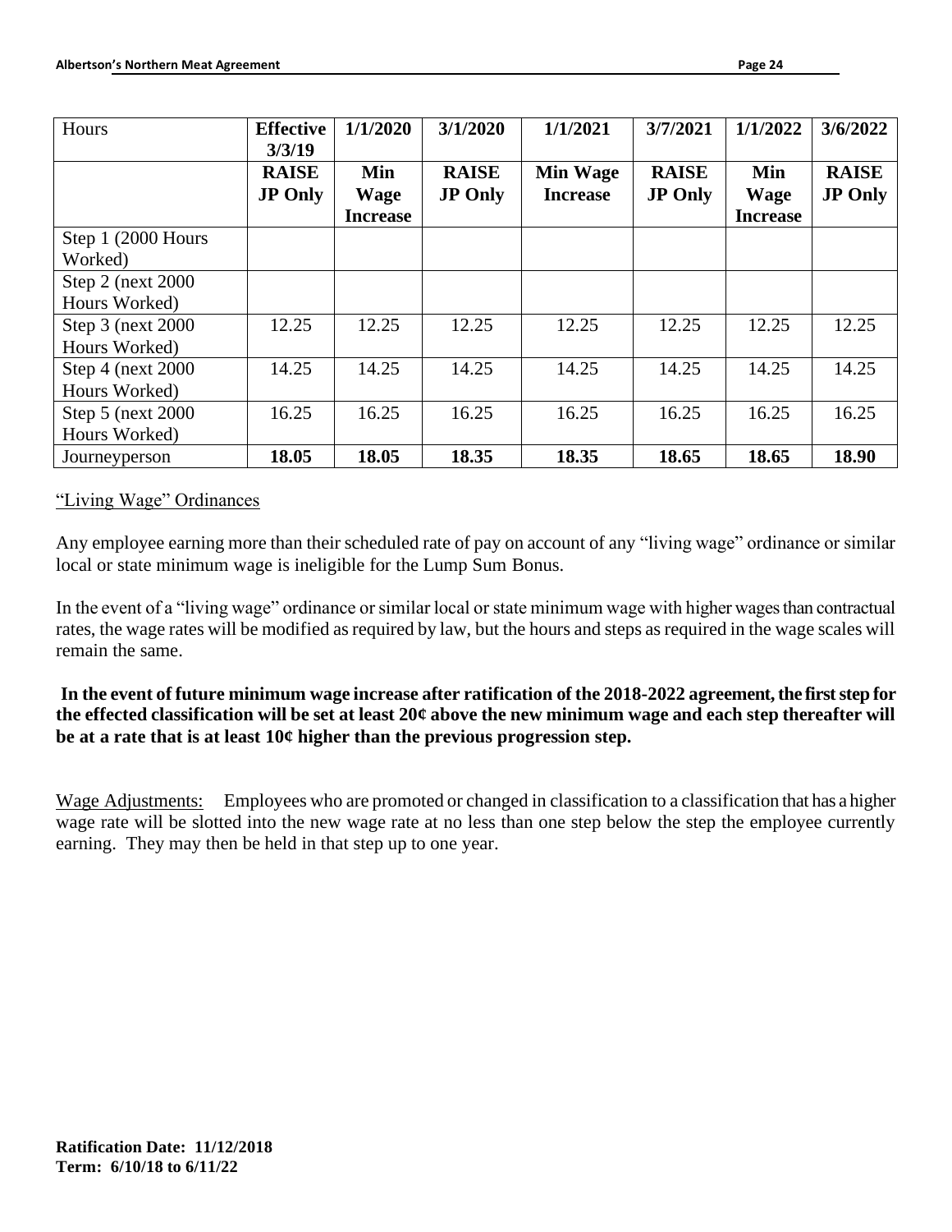| Hours | Effective 3/3/19 | 1/1/2020 | 3/1/2020 | 1/1/2021 | 3/7/2021 | 1/1/2022 | 3/6/2022 |
|---|---|---|---|---|---|---|---|
| | **RAISE JP Only** | **Min Wage Increase** | **RAISE JP Only** | **Min Wage Increase** | **RAISE JP Only** | **Min Wage Increase** | **RAISE JP Only** |
| Step 1 (2000 Hours Worked) | | | | | | | |
| Step 2 (next 2000 Hours Worked) | | | | | | | |
| Step 3 (next 2000 Hours Worked) | 12.25 | 12.25 | 12.25 | 12.25 | 12.25 | 12.25 | 12.25 |
| Step 4 (next 2000 Hours Worked) | 14.25 | 14.25 | 14.25 | 14.25 | 14.25 | 14.25 | 14.25 |
| Step 5 (next 2000 Hours Worked) | 16.25 | 16.25 | 16.25 | 16.25 | 16.25 | 16.25 | 16.25 |
| Journeyperson | **18.05** | **18.05** | **18.35** | **18.35** | **18.65** | **18.65** | **18.90** |

"Living Wage" Ordinances

Any employee earning more than their scheduled rate of pay on account of any "living wage" ordinance or similar local or state minimum wage is ineligible for the Lump Sum Bonus.

In the event of a "living wage" ordinance or similar local or state minimum wage with higher wages than contractual rates, the wage rates will be modified as required by law, but the hours and steps as required in the wage scales will remain the same.

**In the event of future minimum wage increase after ratification of the 2018-2022 agreement, the first step for the effected classification will be set at least 20¢ above the new minimum wage and each step thereafter will be at a rate that is at least 10¢ higher than the previous progression step.**

Wage Adjustments: Employees who are promoted or changed in classification to a classification that has a higher wage rate will be slotted into the new wage rate at no less than one step below the step the employee currently earning. They may then be held in that step up to one year.

**Ratification Date: 11/12/2018**
**Term: 6/10/18 to 6/11/22**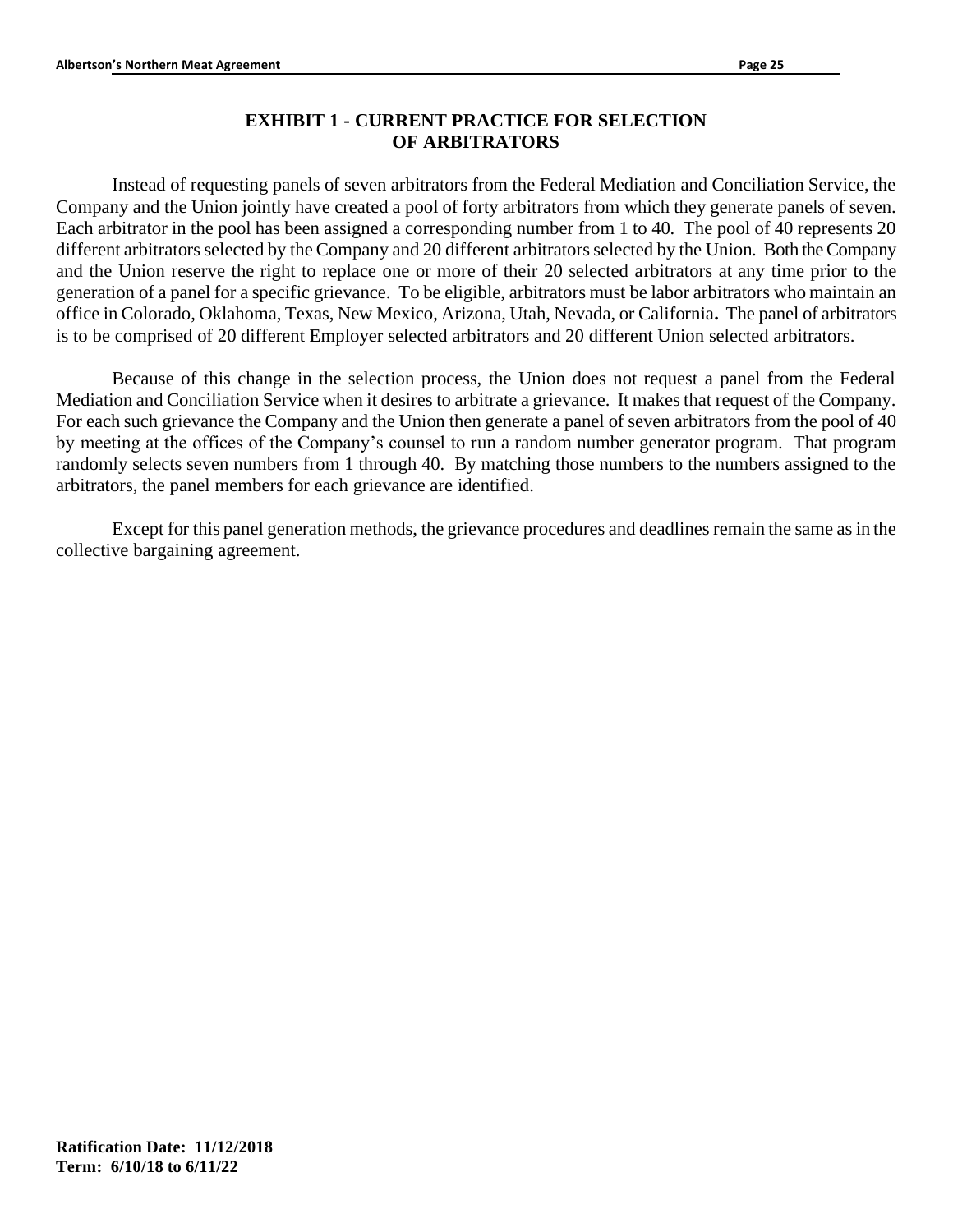## EXHIBIT 1 - CURRENT PRACTICE FOR SELECTION OF ARBITRATORS

Instead of requesting panels of seven arbitrators from the Federal Mediation and Conciliation Service, the Company and the Union jointly have created a pool of forty arbitrators from which they generate panels of seven. Each arbitrator in the pool has been assigned a corresponding number from 1 to 40. The pool of 40 represents 20 different arbitrators selected by the Company and 20 different arbitrators selected by the Union. Both the Company and the Union reserve the right to replace one or more of their 20 selected arbitrators at any time prior to the generation of a panel for a specific grievance. To be eligible, arbitrators must be labor arbitrators who maintain an office in Colorado, Oklahoma, Texas, New Mexico, Arizona, Utah, Nevada, or California**.** The panel of arbitrators is to be comprised of 20 different Employer selected arbitrators and 20 different Union selected arbitrators.

Because of this change in the selection process, the Union does not request a panel from the Federal Mediation and Conciliation Service when it desires to arbitrate a grievance. It makes that request of the Company. For each such grievance the Company and the Union then generate a panel of seven arbitrators from the pool of 40 by meeting at the offices of the Company's counsel to run a random number generator program. That program randomly selects seven numbers from 1 through 40. By matching those numbers to the numbers assigned to the arbitrators, the panel members for each grievance are identified.

Except for this panel generation methods, the grievance procedures and deadlines remain the same as in the collective bargaining agreement.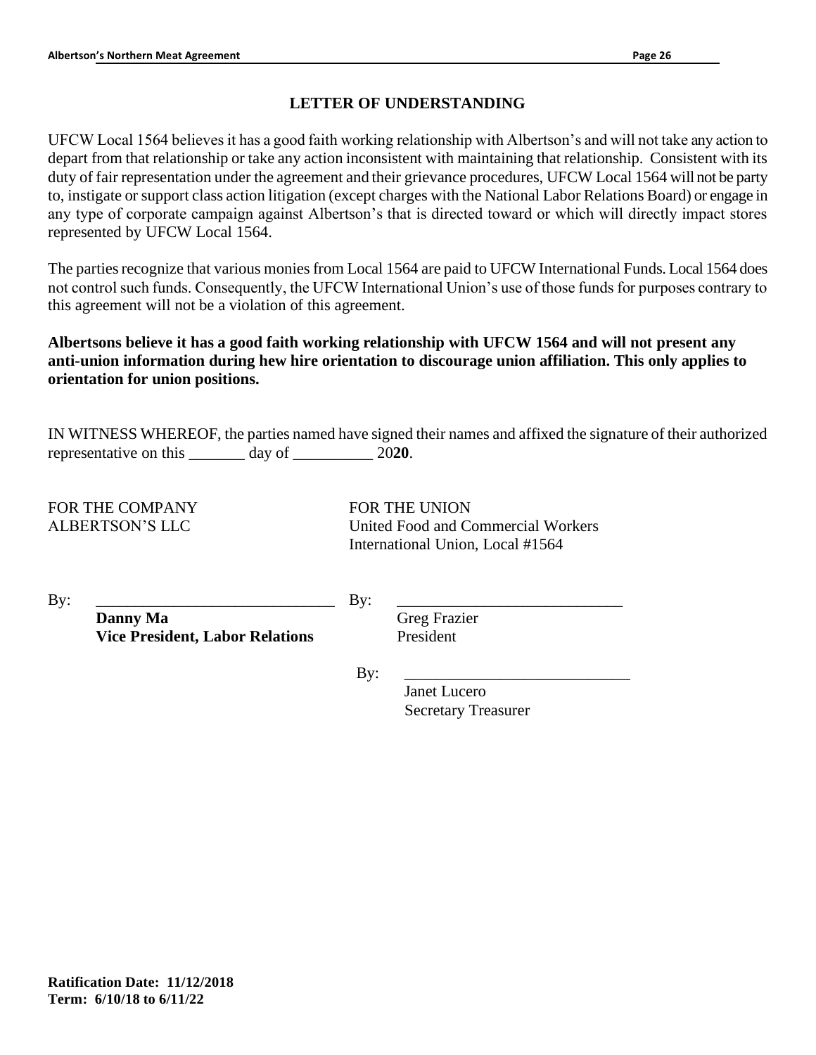## LETTER OF UNDERSTANDING

UFCW Local 1564 believes it has a good faith working relationship with Albertson's and will not take any action to depart from that relationship or take any action inconsistent with maintaining that relationship. Consistent with its duty of fair representation under the agreement and their grievance procedures, UFCW Local 1564 will not be party to, instigate or support class action litigation (except charges with the National Labor Relations Board) or engage in any type of corporate campaign against Albertson's that is directed toward or which will directly impact stores represented by UFCW Local 1564.

The parties recognize that various monies from Local 1564 are paid to UFCW International Funds. Local 1564 does not control such funds. Consequently, the UFCW International Union's use of those funds for purposes contrary to this agreement will not be a violation of this agreement.

**Albertsons believe it has a good faith working relationship with UFCW 1564 and will not present any anti-union information during hew hire orientation to discourage union affiliation. This only applies to orientation for union positions.**

IN WITNESS WHEREOF, the parties named have signed their names and affixed the signature of their authorized representative on this _______ day of __________ 20**20**.

FOR THE COMPANY
ALBERTSON'S LLC

By: ______________________________
**Danny Ma**
**Vice President, Labor Relations**

FOR THE UNION
United Food and Commercial Workers
International Union, Local #1564

By: ____________________________
Greg Frazier
President

By: ____________________________
Janet Lucero
Secretary Treasurer

**Ratification Date: 11/12/2018**
**Term: 6/10/18 to 6/11/22**